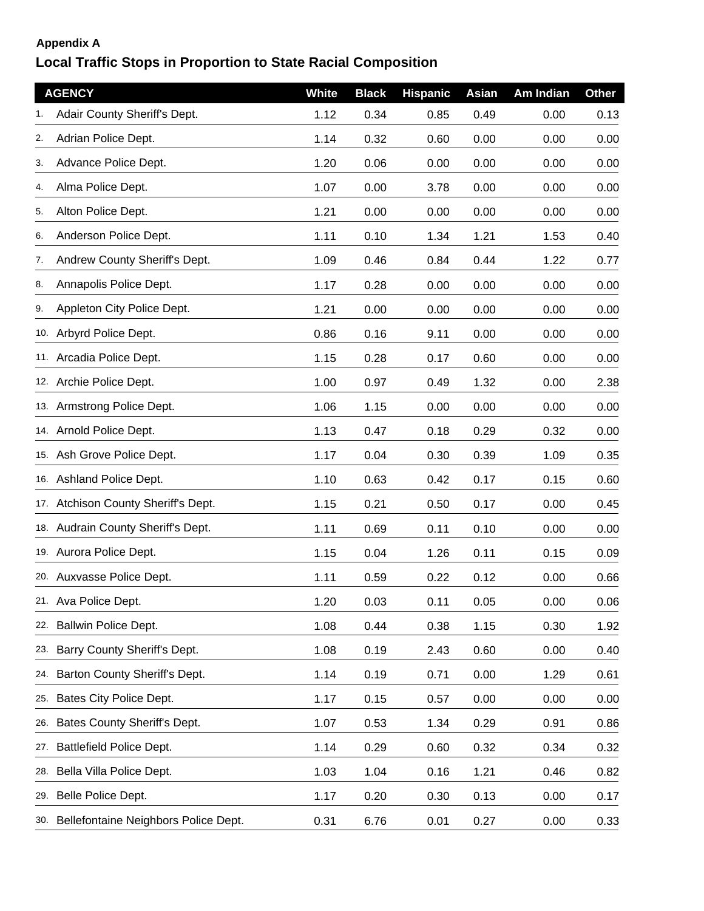**Appendix A**

## Local Traffic Stops in Proportion to State Racial Composition

| | AGENCY | White | Black | Hispanic | Asian | Am Indian | Other |
|---|---|---|---|---|---|---|---|
| 1. | Adair County Sheriff's Dept. | 1.12 | 0.34 | 0.85 | 0.49 | 0.00 | 0.13 |
| 2. | Adrian Police Dept. | 1.14 | 0.32 | 0.60 | 0.00 | 0.00 | 0.00 |
| 3. | Advance Police Dept. | 1.20 | 0.06 | 0.00 | 0.00 | 0.00 | 0.00 |
| 4. | Alma Police Dept. | 1.07 | 0.00 | 3.78 | 0.00 | 0.00 | 0.00 |
| 5. | Alton Police Dept. | 1.21 | 0.00 | 0.00 | 0.00 | 0.00 | 0.00 |
| 6. | Anderson Police Dept. | 1.11 | 0.10 | 1.34 | 1.21 | 1.53 | 0.40 |
| 7. | Andrew County Sheriff's Dept. | 1.09 | 0.46 | 0.84 | 0.44 | 1.22 | 0.77 |
| 8. | Annapolis Police Dept. | 1.17 | 0.28 | 0.00 | 0.00 | 0.00 | 0.00 |
| 9. | Appleton City Police Dept. | 1.21 | 0.00 | 0.00 | 0.00 | 0.00 | 0.00 |
| 10. | Arbyrd Police Dept. | 0.86 | 0.16 | 9.11 | 0.00 | 0.00 | 0.00 |
| 11. | Arcadia Police Dept. | 1.15 | 0.28 | 0.17 | 0.60 | 0.00 | 0.00 |
| 12. | Archie Police Dept. | 1.00 | 0.97 | 0.49 | 1.32 | 0.00 | 2.38 |
| 13. | Armstrong Police Dept. | 1.06 | 1.15 | 0.00 | 0.00 | 0.00 | 0.00 |
| 14. | Arnold Police Dept. | 1.13 | 0.47 | 0.18 | 0.29 | 0.32 | 0.00 |
| 15. | Ash Grove Police Dept. | 1.17 | 0.04 | 0.30 | 0.39 | 1.09 | 0.35 |
| 16. | Ashland Police Dept. | 1.10 | 0.63 | 0.42 | 0.17 | 0.15 | 0.60 |
| 17. | Atchison County Sheriff's Dept. | 1.15 | 0.21 | 0.50 | 0.17 | 0.00 | 0.45 |
| 18. | Audrain County Sheriff's Dept. | 1.11 | 0.69 | 0.11 | 0.10 | 0.00 | 0.00 |
| 19. | Aurora Police Dept. | 1.15 | 0.04 | 1.26 | 0.11 | 0.15 | 0.09 |
| 20. | Auxvasse Police Dept. | 1.11 | 0.59 | 0.22 | 0.12 | 0.00 | 0.66 |
| 21. | Ava Police Dept. | 1.20 | 0.03 | 0.11 | 0.05 | 0.00 | 0.06 |
| 22. | Ballwin Police Dept. | 1.08 | 0.44 | 0.38 | 1.15 | 0.30 | 1.92 |
| 23. | Barry County Sheriff's Dept. | 1.08 | 0.19 | 2.43 | 0.60 | 0.00 | 0.40 |
| 24. | Barton County Sheriff's Dept. | 1.14 | 0.19 | 0.71 | 0.00 | 1.29 | 0.61 |
| 25. | Bates City Police Dept. | 1.17 | 0.15 | 0.57 | 0.00 | 0.00 | 0.00 |
| 26. | Bates County Sheriff's Dept. | 1.07 | 0.53 | 1.34 | 0.29 | 0.91 | 0.86 |
| 27. | Battlefield Police Dept. | 1.14 | 0.29 | 0.60 | 0.32 | 0.34 | 0.32 |
| 28. | Bella Villa Police Dept. | 1.03 | 1.04 | 0.16 | 1.21 | 0.46 | 0.82 |
| 29. | Belle Police Dept. | 1.17 | 0.20 | 0.30 | 0.13 | 0.00 | 0.17 |
| 30. | Bellefontaine Neighbors Police Dept. | 0.31 | 6.76 | 0.01 | 0.27 | 0.00 | 0.33 |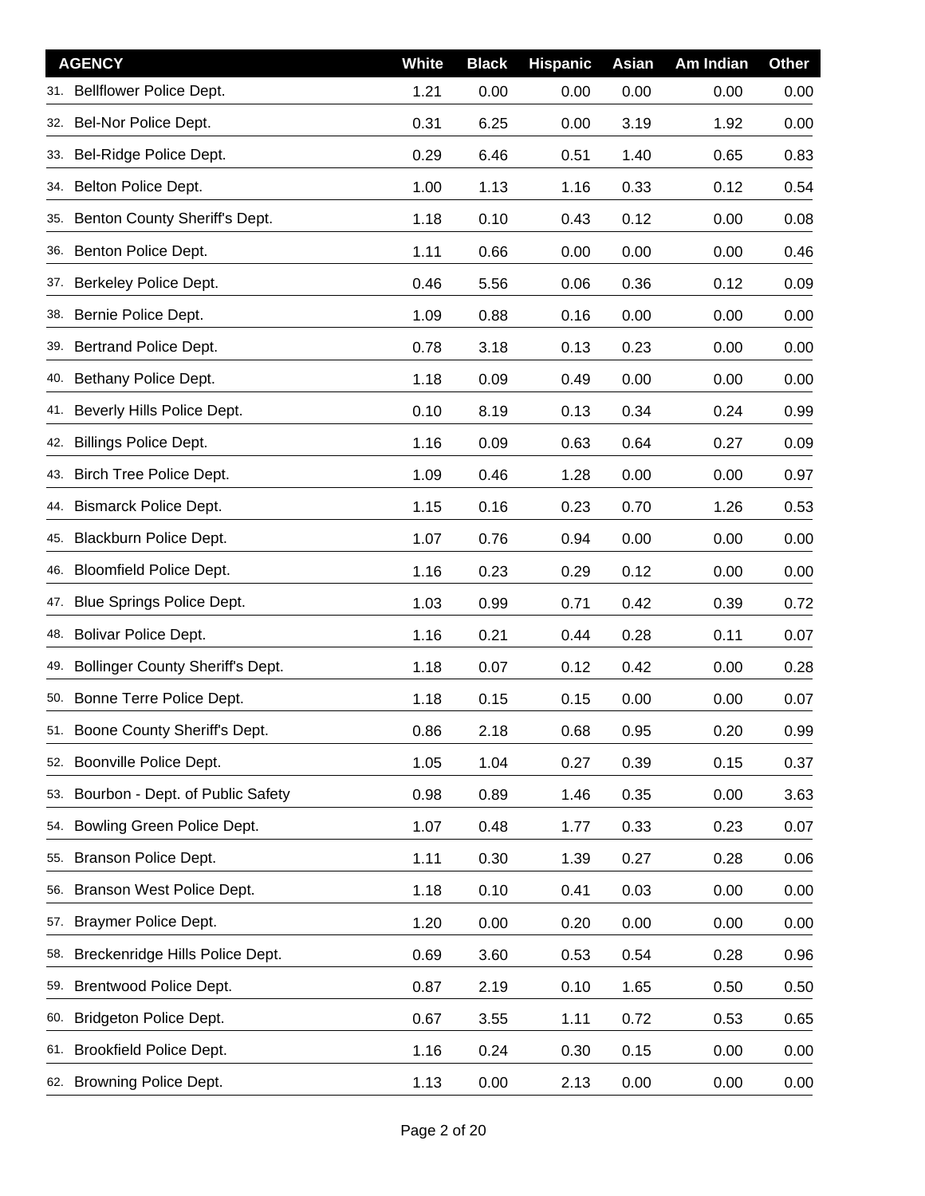| AGENCY | White | Black | Hispanic | Asian | Am Indian | Other |
|---|---|---|---|---|---|---|
| 31. Bellflower Police Dept. | 1.21 | 0.00 | 0.00 | 0.00 | 0.00 | 0.00 |
| 32. Bel-Nor Police Dept. | 0.31 | 6.25 | 0.00 | 3.19 | 1.92 | 0.00 |
| 33. Bel-Ridge Police Dept. | 0.29 | 6.46 | 0.51 | 1.40 | 0.65 | 0.83 |
| 34. Belton Police Dept. | 1.00 | 1.13 | 1.16 | 0.33 | 0.12 | 0.54 |
| 35. Benton County Sheriff's Dept. | 1.18 | 0.10 | 0.43 | 0.12 | 0.00 | 0.08 |
| 36. Benton Police Dept. | 1.11 | 0.66 | 0.00 | 0.00 | 0.00 | 0.46 |
| 37. Berkeley Police Dept. | 0.46 | 5.56 | 0.06 | 0.36 | 0.12 | 0.09 |
| 38. Bernie Police Dept. | 1.09 | 0.88 | 0.16 | 0.00 | 0.00 | 0.00 |
| 39. Bertrand Police Dept. | 0.78 | 3.18 | 0.13 | 0.23 | 0.00 | 0.00 |
| 40. Bethany Police Dept. | 1.18 | 0.09 | 0.49 | 0.00 | 0.00 | 0.00 |
| 41. Beverly Hills Police Dept. | 0.10 | 8.19 | 0.13 | 0.34 | 0.24 | 0.99 |
| 42. Billings Police Dept. | 1.16 | 0.09 | 0.63 | 0.64 | 0.27 | 0.09 |
| 43. Birch Tree Police Dept. | 1.09 | 0.46 | 1.28 | 0.00 | 0.00 | 0.97 |
| 44. Bismarck Police Dept. | 1.15 | 0.16 | 0.23 | 0.70 | 1.26 | 0.53 |
| 45. Blackburn Police Dept. | 1.07 | 0.76 | 0.94 | 0.00 | 0.00 | 0.00 |
| 46. Bloomfield Police Dept. | 1.16 | 0.23 | 0.29 | 0.12 | 0.00 | 0.00 |
| 47. Blue Springs Police Dept. | 1.03 | 0.99 | 0.71 | 0.42 | 0.39 | 0.72 |
| 48. Bolivar Police Dept. | 1.16 | 0.21 | 0.44 | 0.28 | 0.11 | 0.07 |
| 49. Bollinger County Sheriff's Dept. | 1.18 | 0.07 | 0.12 | 0.42 | 0.00 | 0.28 |
| 50. Bonne Terre Police Dept. | 1.18 | 0.15 | 0.15 | 0.00 | 0.00 | 0.07 |
| 51. Boone County Sheriff's Dept. | 0.86 | 2.18 | 0.68 | 0.95 | 0.20 | 0.99 |
| 52. Boonville Police Dept. | 1.05 | 1.04 | 0.27 | 0.39 | 0.15 | 0.37 |
| 53. Bourbon - Dept. of Public Safety | 0.98 | 0.89 | 1.46 | 0.35 | 0.00 | 3.63 |
| 54. Bowling Green Police Dept. | 1.07 | 0.48 | 1.77 | 0.33 | 0.23 | 0.07 |
| 55. Branson Police Dept. | 1.11 | 0.30 | 1.39 | 0.27 | 0.28 | 0.06 |
| 56. Branson West Police Dept. | 1.18 | 0.10 | 0.41 | 0.03 | 0.00 | 0.00 |
| 57. Braymer Police Dept. | 1.20 | 0.00 | 0.20 | 0.00 | 0.00 | 0.00 |
| 58. Breckenridge Hills Police Dept. | 0.69 | 3.60 | 0.53 | 0.54 | 0.28 | 0.96 |
| 59. Brentwood Police Dept. | 0.87 | 2.19 | 0.10 | 1.65 | 0.50 | 0.50 |
| 60. Bridgeton Police Dept. | 0.67 | 3.55 | 1.11 | 0.72 | 0.53 | 0.65 |
| 61. Brookfield Police Dept. | 1.16 | 0.24 | 0.30 | 0.15 | 0.00 | 0.00 |
| 62. Browning Police Dept. | 1.13 | 0.00 | 2.13 | 0.00 | 0.00 | 0.00 |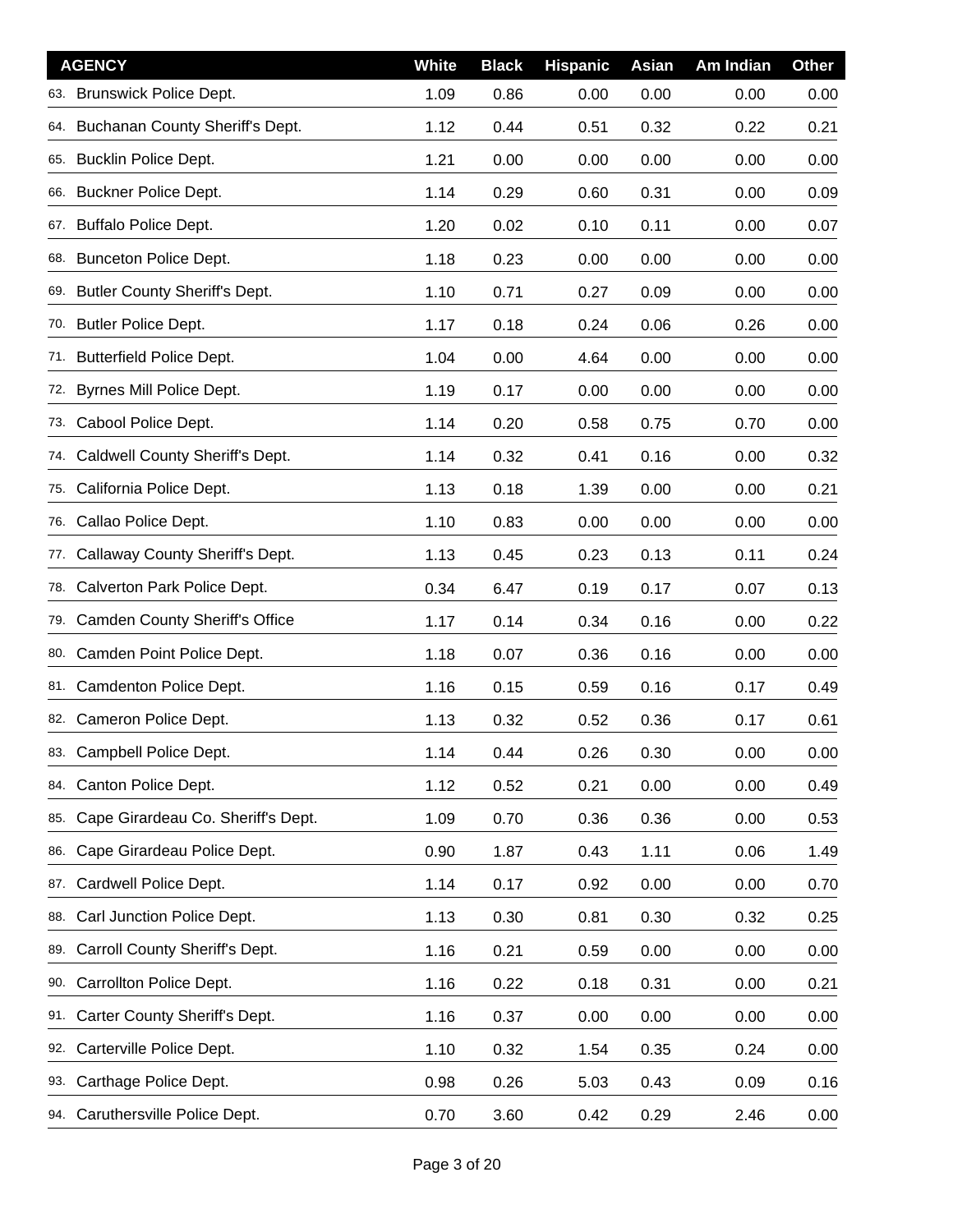| AGENCY | White | Black | Hispanic | Asian | Am Indian | Other |
|---|---|---|---|---|---|---|
| 63. Brunswick Police Dept. | 1.09 | 0.86 | 0.00 | 0.00 | 0.00 | 0.00 |
| 64. Buchanan County Sheriff's Dept. | 1.12 | 0.44 | 0.51 | 0.32 | 0.22 | 0.21 |
| 65. Bucklin Police Dept. | 1.21 | 0.00 | 0.00 | 0.00 | 0.00 | 0.00 |
| 66. Buckner Police Dept. | 1.14 | 0.29 | 0.60 | 0.31 | 0.00 | 0.09 |
| 67. Buffalo Police Dept. | 1.20 | 0.02 | 0.10 | 0.11 | 0.00 | 0.07 |
| 68. Bunceton Police Dept. | 1.18 | 0.23 | 0.00 | 0.00 | 0.00 | 0.00 |
| 69. Butler County Sheriff's Dept. | 1.10 | 0.71 | 0.27 | 0.09 | 0.00 | 0.00 |
| 70. Butler Police Dept. | 1.17 | 0.18 | 0.24 | 0.06 | 0.26 | 0.00 |
| 71. Butterfield Police Dept. | 1.04 | 0.00 | 4.64 | 0.00 | 0.00 | 0.00 |
| 72. Byrnes Mill Police Dept. | 1.19 | 0.17 | 0.00 | 0.00 | 0.00 | 0.00 |
| 73. Cabool Police Dept. | 1.14 | 0.20 | 0.58 | 0.75 | 0.70 | 0.00 |
| 74. Caldwell County Sheriff's Dept. | 1.14 | 0.32 | 0.41 | 0.16 | 0.00 | 0.32 |
| 75. California Police Dept. | 1.13 | 0.18 | 1.39 | 0.00 | 0.00 | 0.21 |
| 76. Callao Police Dept. | 1.10 | 0.83 | 0.00 | 0.00 | 0.00 | 0.00 |
| 77. Callaway County Sheriff's Dept. | 1.13 | 0.45 | 0.23 | 0.13 | 0.11 | 0.24 |
| 78. Calverton Park Police Dept. | 0.34 | 6.47 | 0.19 | 0.17 | 0.07 | 0.13 |
| 79. Camden County Sheriff's Office | 1.17 | 0.14 | 0.34 | 0.16 | 0.00 | 0.22 |
| 80. Camden Point Police Dept. | 1.18 | 0.07 | 0.36 | 0.16 | 0.00 | 0.00 |
| 81. Camdenton Police Dept. | 1.16 | 0.15 | 0.59 | 0.16 | 0.17 | 0.49 |
| 82. Cameron Police Dept. | 1.13 | 0.32 | 0.52 | 0.36 | 0.17 | 0.61 |
| 83. Campbell Police Dept. | 1.14 | 0.44 | 0.26 | 0.30 | 0.00 | 0.00 |
| 84. Canton Police Dept. | 1.12 | 0.52 | 0.21 | 0.00 | 0.00 | 0.49 |
| 85. Cape Girardeau Co. Sheriff's Dept. | 1.09 | 0.70 | 0.36 | 0.36 | 0.00 | 0.53 |
| 86. Cape Girardeau Police Dept. | 0.90 | 1.87 | 0.43 | 1.11 | 0.06 | 1.49 |
| 87. Cardwell Police Dept. | 1.14 | 0.17 | 0.92 | 0.00 | 0.00 | 0.70 |
| 88. Carl Junction Police Dept. | 1.13 | 0.30 | 0.81 | 0.30 | 0.32 | 0.25 |
| 89. Carroll County Sheriff's Dept. | 1.16 | 0.21 | 0.59 | 0.00 | 0.00 | 0.00 |
| 90. Carrollton Police Dept. | 1.16 | 0.22 | 0.18 | 0.31 | 0.00 | 0.21 |
| 91. Carter County Sheriff's Dept. | 1.16 | 0.37 | 0.00 | 0.00 | 0.00 | 0.00 |
| 92. Carterville Police Dept. | 1.10 | 0.32 | 1.54 | 0.35 | 0.24 | 0.00 |
| 93. Carthage Police Dept. | 0.98 | 0.26 | 5.03 | 0.43 | 0.09 | 0.16 |
| 94. Caruthersville Police Dept. | 0.70 | 3.60 | 0.42 | 0.29 | 2.46 | 0.00 |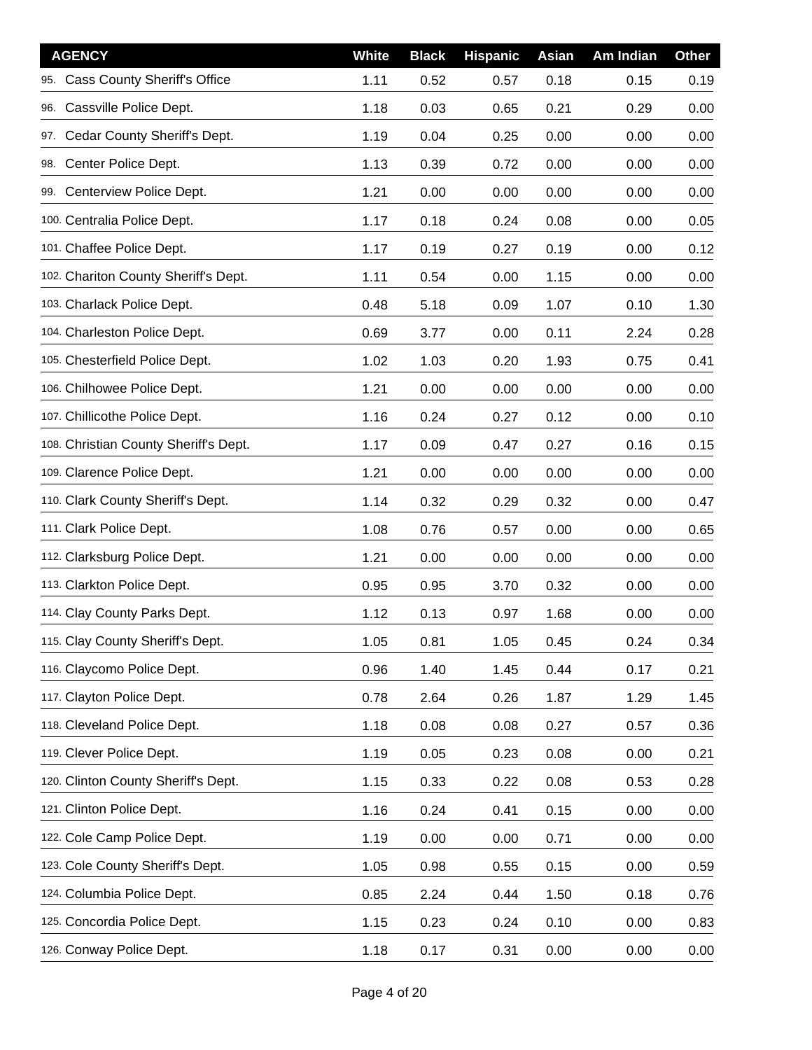| AGENCY | White | Black | Hispanic | Asian | Am Indian | Other |
|---|---|---|---|---|---|---|
| 95. Cass County Sheriff's Office | 1.11 | 0.52 | 0.57 | 0.18 | 0.15 | 0.19 |
| 96. Cassville Police Dept. | 1.18 | 0.03 | 0.65 | 0.21 | 0.29 | 0.00 |
| 97. Cedar County Sheriff's Dept. | 1.19 | 0.04 | 0.25 | 0.00 | 0.00 | 0.00 |
| 98. Center Police Dept. | 1.13 | 0.39 | 0.72 | 0.00 | 0.00 | 0.00 |
| 99. Centerview Police Dept. | 1.21 | 0.00 | 0.00 | 0.00 | 0.00 | 0.00 |
| 100. Centralia Police Dept. | 1.17 | 0.18 | 0.24 | 0.08 | 0.00 | 0.05 |
| 101. Chaffee Police Dept. | 1.17 | 0.19 | 0.27 | 0.19 | 0.00 | 0.12 |
| 102. Chariton County Sheriff's Dept. | 1.11 | 0.54 | 0.00 | 1.15 | 0.00 | 0.00 |
| 103. Charlack Police Dept. | 0.48 | 5.18 | 0.09 | 1.07 | 0.10 | 1.30 |
| 104. Charleston Police Dept. | 0.69 | 3.77 | 0.00 | 0.11 | 2.24 | 0.28 |
| 105. Chesterfield Police Dept. | 1.02 | 1.03 | 0.20 | 1.93 | 0.75 | 0.41 |
| 106. Chilhowee Police Dept. | 1.21 | 0.00 | 0.00 | 0.00 | 0.00 | 0.00 |
| 107. Chillicothe Police Dept. | 1.16 | 0.24 | 0.27 | 0.12 | 0.00 | 0.10 |
| 108. Christian County Sheriff's Dept. | 1.17 | 0.09 | 0.47 | 0.27 | 0.16 | 0.15 |
| 109. Clarence Police Dept. | 1.21 | 0.00 | 0.00 | 0.00 | 0.00 | 0.00 |
| 110. Clark County Sheriff's Dept. | 1.14 | 0.32 | 0.29 | 0.32 | 0.00 | 0.47 |
| 111. Clark Police Dept. | 1.08 | 0.76 | 0.57 | 0.00 | 0.00 | 0.65 |
| 112. Clarksburg Police Dept. | 1.21 | 0.00 | 0.00 | 0.00 | 0.00 | 0.00 |
| 113. Clarkton Police Dept. | 0.95 | 0.95 | 3.70 | 0.32 | 0.00 | 0.00 |
| 114. Clay County Parks Dept. | 1.12 | 0.13 | 0.97 | 1.68 | 0.00 | 0.00 |
| 115. Clay County Sheriff's Dept. | 1.05 | 0.81 | 1.05 | 0.45 | 0.24 | 0.34 |
| 116. Claycomo Police Dept. | 0.96 | 1.40 | 1.45 | 0.44 | 0.17 | 0.21 |
| 117. Clayton Police Dept. | 0.78 | 2.64 | 0.26 | 1.87 | 1.29 | 1.45 |
| 118. Cleveland Police Dept. | 1.18 | 0.08 | 0.08 | 0.27 | 0.57 | 0.36 |
| 119. Clever Police Dept. | 1.19 | 0.05 | 0.23 | 0.08 | 0.00 | 0.21 |
| 120. Clinton County Sheriff's Dept. | 1.15 | 0.33 | 0.22 | 0.08 | 0.53 | 0.28 |
| 121. Clinton Police Dept. | 1.16 | 0.24 | 0.41 | 0.15 | 0.00 | 0.00 |
| 122. Cole Camp Police Dept. | 1.19 | 0.00 | 0.00 | 0.71 | 0.00 | 0.00 |
| 123. Cole County Sheriff's Dept. | 1.05 | 0.98 | 0.55 | 0.15 | 0.00 | 0.59 |
| 124. Columbia Police Dept. | 0.85 | 2.24 | 0.44 | 1.50 | 0.18 | 0.76 |
| 125. Concordia Police Dept. | 1.15 | 0.23 | 0.24 | 0.10 | 0.00 | 0.83 |
| 126. Conway Police Dept. | 1.18 | 0.17 | 0.31 | 0.00 | 0.00 | 0.00 |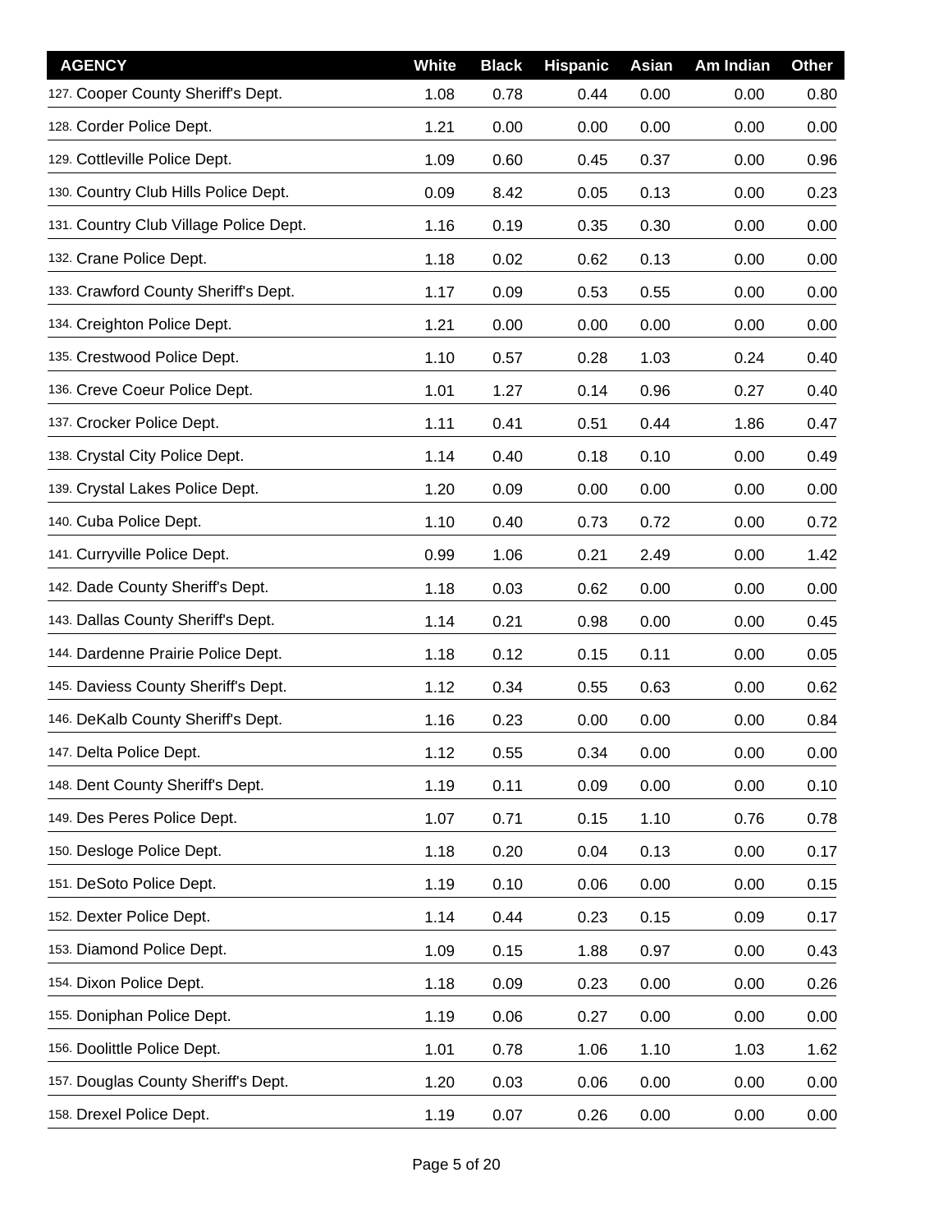| AGENCY | White | Black | Hispanic | Asian | Am Indian | Other |
|---|---|---|---|---|---|---|
| 127. Cooper County Sheriff's Dept. | 1.08 | 0.78 | 0.44 | 0.00 | 0.00 | 0.80 |
| 128. Corder Police Dept. | 1.21 | 0.00 | 0.00 | 0.00 | 0.00 | 0.00 |
| 129. Cottleville Police Dept. | 1.09 | 0.60 | 0.45 | 0.37 | 0.00 | 0.96 |
| 130. Country Club Hills Police Dept. | 0.09 | 8.42 | 0.05 | 0.13 | 0.00 | 0.23 |
| 131. Country Club Village Police Dept. | 1.16 | 0.19 | 0.35 | 0.30 | 0.00 | 0.00 |
| 132. Crane Police Dept. | 1.18 | 0.02 | 0.62 | 0.13 | 0.00 | 0.00 |
| 133. Crawford County Sheriff's Dept. | 1.17 | 0.09 | 0.53 | 0.55 | 0.00 | 0.00 |
| 134. Creighton Police Dept. | 1.21 | 0.00 | 0.00 | 0.00 | 0.00 | 0.00 |
| 135. Crestwood Police Dept. | 1.10 | 0.57 | 0.28 | 1.03 | 0.24 | 0.40 |
| 136. Creve Coeur Police Dept. | 1.01 | 1.27 | 0.14 | 0.96 | 0.27 | 0.40 |
| 137. Crocker Police Dept. | 1.11 | 0.41 | 0.51 | 0.44 | 1.86 | 0.47 |
| 138. Crystal City Police Dept. | 1.14 | 0.40 | 0.18 | 0.10 | 0.00 | 0.49 |
| 139. Crystal Lakes Police Dept. | 1.20 | 0.09 | 0.00 | 0.00 | 0.00 | 0.00 |
| 140. Cuba Police Dept. | 1.10 | 0.40 | 0.73 | 0.72 | 0.00 | 0.72 |
| 141. Curryville Police Dept. | 0.99 | 1.06 | 0.21 | 2.49 | 0.00 | 1.42 |
| 142. Dade County Sheriff's Dept. | 1.18 | 0.03 | 0.62 | 0.00 | 0.00 | 0.00 |
| 143. Dallas County Sheriff's Dept. | 1.14 | 0.21 | 0.98 | 0.00 | 0.00 | 0.45 |
| 144. Dardenne Prairie Police Dept. | 1.18 | 0.12 | 0.15 | 0.11 | 0.00 | 0.05 |
| 145. Daviess County Sheriff's Dept. | 1.12 | 0.34 | 0.55 | 0.63 | 0.00 | 0.62 |
| 146. DeKalb County Sheriff's Dept. | 1.16 | 0.23 | 0.00 | 0.00 | 0.00 | 0.84 |
| 147. Delta Police Dept. | 1.12 | 0.55 | 0.34 | 0.00 | 0.00 | 0.00 |
| 148. Dent County Sheriff's Dept. | 1.19 | 0.11 | 0.09 | 0.00 | 0.00 | 0.10 |
| 149. Des Peres Police Dept. | 1.07 | 0.71 | 0.15 | 1.10 | 0.76 | 0.78 |
| 150. Desloge Police Dept. | 1.18 | 0.20 | 0.04 | 0.13 | 0.00 | 0.17 |
| 151. DeSoto Police Dept. | 1.19 | 0.10 | 0.06 | 0.00 | 0.00 | 0.15 |
| 152. Dexter Police Dept. | 1.14 | 0.44 | 0.23 | 0.15 | 0.09 | 0.17 |
| 153. Diamond Police Dept. | 1.09 | 0.15 | 1.88 | 0.97 | 0.00 | 0.43 |
| 154. Dixon Police Dept. | 1.18 | 0.09 | 0.23 | 0.00 | 0.00 | 0.26 |
| 155. Doniphan Police Dept. | 1.19 | 0.06 | 0.27 | 0.00 | 0.00 | 0.00 |
| 156. Doolittle Police Dept. | 1.01 | 0.78 | 1.06 | 1.10 | 1.03 | 1.62 |
| 157. Douglas County Sheriff's Dept. | 1.20 | 0.03 | 0.06 | 0.00 | 0.00 | 0.00 |
| 158. Drexel Police Dept. | 1.19 | 0.07 | 0.26 | 0.00 | 0.00 | 0.00 |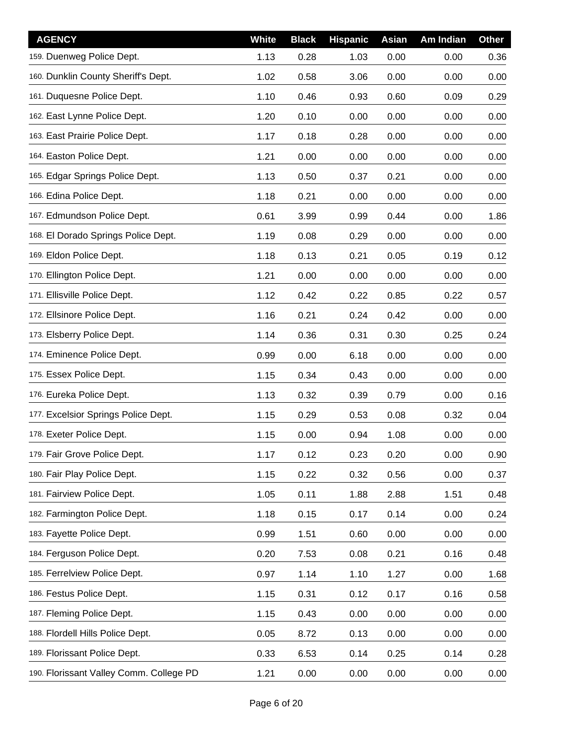| AGENCY | White | Black | Hispanic | Asian | Am Indian | Other |
|---|---|---|---|---|---|---|
| 159. Duenweg Police Dept. | 1.13 | 0.28 | 1.03 | 0.00 | 0.00 | 0.36 |
| 160. Dunklin County Sheriff's Dept. | 1.02 | 0.58 | 3.06 | 0.00 | 0.00 | 0.00 |
| 161. Duquesne Police Dept. | 1.10 | 0.46 | 0.93 | 0.60 | 0.09 | 0.29 |
| 162. East Lynne Police Dept. | 1.20 | 0.10 | 0.00 | 0.00 | 0.00 | 0.00 |
| 163. East Prairie Police Dept. | 1.17 | 0.18 | 0.28 | 0.00 | 0.00 | 0.00 |
| 164. Easton Police Dept. | 1.21 | 0.00 | 0.00 | 0.00 | 0.00 | 0.00 |
| 165. Edgar Springs Police Dept. | 1.13 | 0.50 | 0.37 | 0.21 | 0.00 | 0.00 |
| 166. Edina Police Dept. | 1.18 | 0.21 | 0.00 | 0.00 | 0.00 | 0.00 |
| 167. Edmundson Police Dept. | 0.61 | 3.99 | 0.99 | 0.44 | 0.00 | 1.86 |
| 168. El Dorado Springs Police Dept. | 1.19 | 0.08 | 0.29 | 0.00 | 0.00 | 0.00 |
| 169. Eldon Police Dept. | 1.18 | 0.13 | 0.21 | 0.05 | 0.19 | 0.12 |
| 170. Ellington Police Dept. | 1.21 | 0.00 | 0.00 | 0.00 | 0.00 | 0.00 |
| 171. Ellisville Police Dept. | 1.12 | 0.42 | 0.22 | 0.85 | 0.22 | 0.57 |
| 172. Ellsinore Police Dept. | 1.16 | 0.21 | 0.24 | 0.42 | 0.00 | 0.00 |
| 173. Elsberry Police Dept. | 1.14 | 0.36 | 0.31 | 0.30 | 0.25 | 0.24 |
| 174. Eminence Police Dept. | 0.99 | 0.00 | 6.18 | 0.00 | 0.00 | 0.00 |
| 175. Essex Police Dept. | 1.15 | 0.34 | 0.43 | 0.00 | 0.00 | 0.00 |
| 176. Eureka Police Dept. | 1.13 | 0.32 | 0.39 | 0.79 | 0.00 | 0.16 |
| 177. Excelsior Springs Police Dept. | 1.15 | 0.29 | 0.53 | 0.08 | 0.32 | 0.04 |
| 178. Exeter Police Dept. | 1.15 | 0.00 | 0.94 | 1.08 | 0.00 | 0.00 |
| 179. Fair Grove Police Dept. | 1.17 | 0.12 | 0.23 | 0.20 | 0.00 | 0.90 |
| 180. Fair Play Police Dept. | 1.15 | 0.22 | 0.32 | 0.56 | 0.00 | 0.37 |
| 181. Fairview Police Dept. | 1.05 | 0.11 | 1.88 | 2.88 | 1.51 | 0.48 |
| 182. Farmington Police Dept. | 1.18 | 0.15 | 0.17 | 0.14 | 0.00 | 0.24 |
| 183. Fayette Police Dept. | 0.99 | 1.51 | 0.60 | 0.00 | 0.00 | 0.00 |
| 184. Ferguson Police Dept. | 0.20 | 7.53 | 0.08 | 0.21 | 0.16 | 0.48 |
| 185. Ferrelview Police Dept. | 0.97 | 1.14 | 1.10 | 1.27 | 0.00 | 1.68 |
| 186. Festus Police Dept. | 1.15 | 0.31 | 0.12 | 0.17 | 0.16 | 0.58 |
| 187. Fleming Police Dept. | 1.15 | 0.43 | 0.00 | 0.00 | 0.00 | 0.00 |
| 188. Flordell Hills Police Dept. | 0.05 | 8.72 | 0.13 | 0.00 | 0.00 | 0.00 |
| 189. Florissant Police Dept. | 0.33 | 6.53 | 0.14 | 0.25 | 0.14 | 0.28 |
| 190. Florissant Valley Comm. College PD | 1.21 | 0.00 | 0.00 | 0.00 | 0.00 | 0.00 |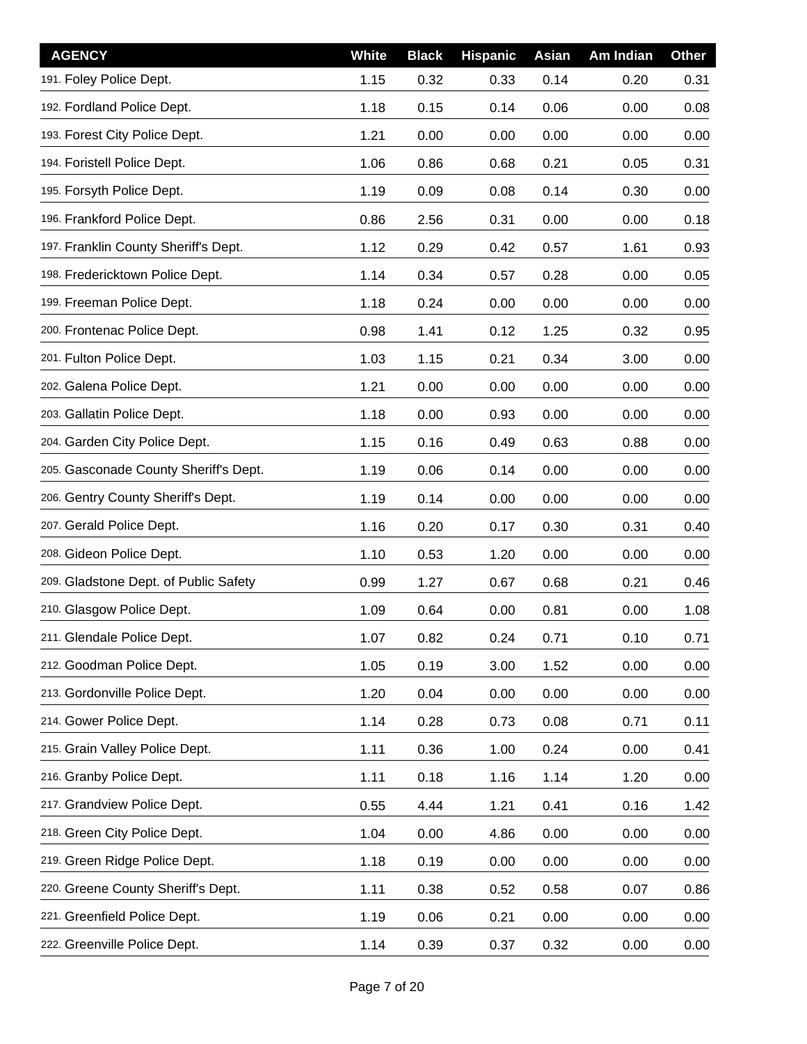| AGENCY | White | Black | Hispanic | Asian | Am Indian | Other |
| --- | --- | --- | --- | --- | --- | --- |
| 191. Foley Police Dept. | 1.15 | 0.32 | 0.33 | 0.14 | 0.20 | 0.31 |
| 192. Fordland Police Dept. | 1.18 | 0.15 | 0.14 | 0.06 | 0.00 | 0.08 |
| 193. Forest City Police Dept. | 1.21 | 0.00 | 0.00 | 0.00 | 0.00 | 0.00 |
| 194. Foristell Police Dept. | 1.06 | 0.86 | 0.68 | 0.21 | 0.05 | 0.31 |
| 195. Forsyth Police Dept. | 1.19 | 0.09 | 0.08 | 0.14 | 0.30 | 0.00 |
| 196. Frankford Police Dept. | 0.86 | 2.56 | 0.31 | 0.00 | 0.00 | 0.18 |
| 197. Franklin County Sheriff's Dept. | 1.12 | 0.29 | 0.42 | 0.57 | 1.61 | 0.93 |
| 198. Fredericktown Police Dept. | 1.14 | 0.34 | 0.57 | 0.28 | 0.00 | 0.05 |
| 199. Freeman Police Dept. | 1.18 | 0.24 | 0.00 | 0.00 | 0.00 | 0.00 |
| 200. Frontenac Police Dept. | 0.98 | 1.41 | 0.12 | 1.25 | 0.32 | 0.95 |
| 201. Fulton Police Dept. | 1.03 | 1.15 | 0.21 | 0.34 | 3.00 | 0.00 |
| 202. Galena Police Dept. | 1.21 | 0.00 | 0.00 | 0.00 | 0.00 | 0.00 |
| 203. Gallatin Police Dept. | 1.18 | 0.00 | 0.93 | 0.00 | 0.00 | 0.00 |
| 204. Garden City Police Dept. | 1.15 | 0.16 | 0.49 | 0.63 | 0.88 | 0.00 |
| 205. Gasconade County Sheriff's Dept. | 1.19 | 0.06 | 0.14 | 0.00 | 0.00 | 0.00 |
| 206. Gentry County Sheriff's Dept. | 1.19 | 0.14 | 0.00 | 0.00 | 0.00 | 0.00 |
| 207. Gerald Police Dept. | 1.16 | 0.20 | 0.17 | 0.30 | 0.31 | 0.40 |
| 208. Gideon Police Dept. | 1.10 | 0.53 | 1.20 | 0.00 | 0.00 | 0.00 |
| 209. Gladstone Dept. of Public Safety | 0.99 | 1.27 | 0.67 | 0.68 | 0.21 | 0.46 |
| 210. Glasgow Police Dept. | 1.09 | 0.64 | 0.00 | 0.81 | 0.00 | 1.08 |
| 211. Glendale Police Dept. | 1.07 | 0.82 | 0.24 | 0.71 | 0.10 | 0.71 |
| 212. Goodman Police Dept. | 1.05 | 0.19 | 3.00 | 1.52 | 0.00 | 0.00 |
| 213. Gordonville Police Dept. | 1.20 | 0.04 | 0.00 | 0.00 | 0.00 | 0.00 |
| 214. Gower Police Dept. | 1.14 | 0.28 | 0.73 | 0.08 | 0.71 | 0.11 |
| 215. Grain Valley Police Dept. | 1.11 | 0.36 | 1.00 | 0.24 | 0.00 | 0.41 |
| 216. Granby Police Dept. | 1.11 | 0.18 | 1.16 | 1.14 | 1.20 | 0.00 |
| 217. Grandview Police Dept. | 0.55 | 4.44 | 1.21 | 0.41 | 0.16 | 1.42 |
| 218. Green City Police Dept. | 1.04 | 0.00 | 4.86 | 0.00 | 0.00 | 0.00 |
| 219. Green Ridge Police Dept. | 1.18 | 0.19 | 0.00 | 0.00 | 0.00 | 0.00 |
| 220. Greene County Sheriff's Dept. | 1.11 | 0.38 | 0.52 | 0.58 | 0.07 | 0.86 |
| 221. Greenfield Police Dept. | 1.19 | 0.06 | 0.21 | 0.00 | 0.00 | 0.00 |
| 222. Greenville Police Dept. | 1.14 | 0.39 | 0.37 | 0.32 | 0.00 | 0.00 |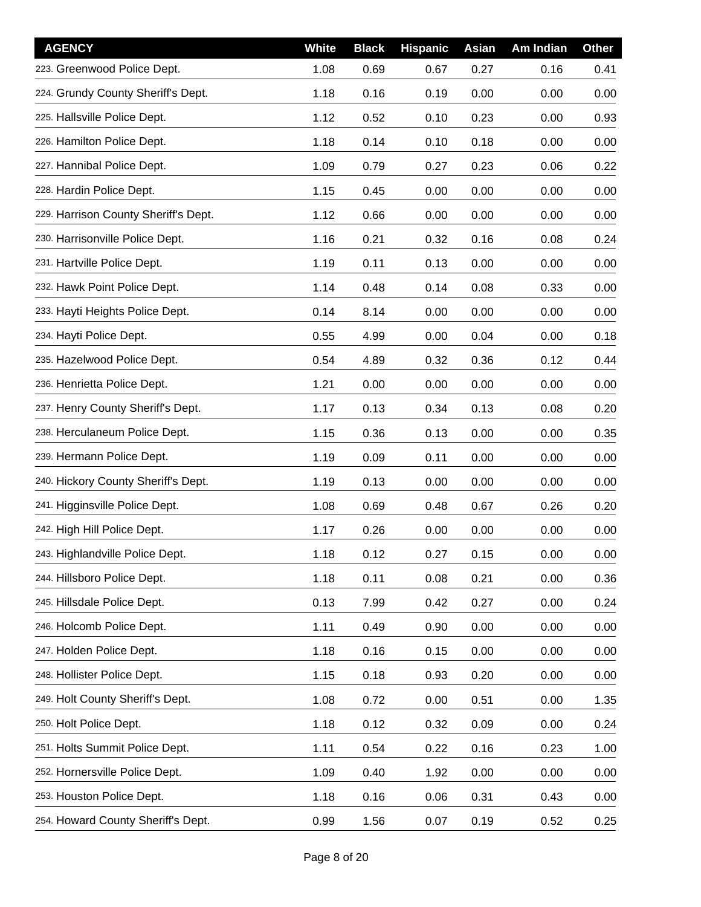| AGENCY | White | Black | Hispanic | Asian | Am Indian | Other |
|---|---|---|---|---|---|---|
| 223. Greenwood Police Dept. | 1.08 | 0.69 | 0.67 | 0.27 | 0.16 | 0.41 |
| 224. Grundy County Sheriff's Dept. | 1.18 | 0.16 | 0.19 | 0.00 | 0.00 | 0.00 |
| 225. Hallsville Police Dept. | 1.12 | 0.52 | 0.10 | 0.23 | 0.00 | 0.93 |
| 226. Hamilton Police Dept. | 1.18 | 0.14 | 0.10 | 0.18 | 0.00 | 0.00 |
| 227. Hannibal Police Dept. | 1.09 | 0.79 | 0.27 | 0.23 | 0.06 | 0.22 |
| 228. Hardin Police Dept. | 1.15 | 0.45 | 0.00 | 0.00 | 0.00 | 0.00 |
| 229. Harrison County Sheriff's Dept. | 1.12 | 0.66 | 0.00 | 0.00 | 0.00 | 0.00 |
| 230. Harrisonville Police Dept. | 1.16 | 0.21 | 0.32 | 0.16 | 0.08 | 0.24 |
| 231. Hartville Police Dept. | 1.19 | 0.11 | 0.13 | 0.00 | 0.00 | 0.00 |
| 232. Hawk Point Police Dept. | 1.14 | 0.48 | 0.14 | 0.08 | 0.33 | 0.00 |
| 233. Hayti Heights Police Dept. | 0.14 | 8.14 | 0.00 | 0.00 | 0.00 | 0.00 |
| 234. Hayti Police Dept. | 0.55 | 4.99 | 0.00 | 0.04 | 0.00 | 0.18 |
| 235. Hazelwood Police Dept. | 0.54 | 4.89 | 0.32 | 0.36 | 0.12 | 0.44 |
| 236. Henrietta Police Dept. | 1.21 | 0.00 | 0.00 | 0.00 | 0.00 | 0.00 |
| 237. Henry County Sheriff's Dept. | 1.17 | 0.13 | 0.34 | 0.13 | 0.08 | 0.20 |
| 238. Herculaneum Police Dept. | 1.15 | 0.36 | 0.13 | 0.00 | 0.00 | 0.35 |
| 239. Hermann Police Dept. | 1.19 | 0.09 | 0.11 | 0.00 | 0.00 | 0.00 |
| 240. Hickory County Sheriff's Dept. | 1.19 | 0.13 | 0.00 | 0.00 | 0.00 | 0.00 |
| 241. Higginsville Police Dept. | 1.08 | 0.69 | 0.48 | 0.67 | 0.26 | 0.20 |
| 242. High Hill Police Dept. | 1.17 | 0.26 | 0.00 | 0.00 | 0.00 | 0.00 |
| 243. Highlandville Police Dept. | 1.18 | 0.12 | 0.27 | 0.15 | 0.00 | 0.00 |
| 244. Hillsboro Police Dept. | 1.18 | 0.11 | 0.08 | 0.21 | 0.00 | 0.36 |
| 245. Hillsdale Police Dept. | 0.13 | 7.99 | 0.42 | 0.27 | 0.00 | 0.24 |
| 246. Holcomb Police Dept. | 1.11 | 0.49 | 0.90 | 0.00 | 0.00 | 0.00 |
| 247. Holden Police Dept. | 1.18 | 0.16 | 0.15 | 0.00 | 0.00 | 0.00 |
| 248. Hollister Police Dept. | 1.15 | 0.18 | 0.93 | 0.20 | 0.00 | 0.00 |
| 249. Holt County Sheriff's Dept. | 1.08 | 0.72 | 0.00 | 0.51 | 0.00 | 1.35 |
| 250. Holt Police Dept. | 1.18 | 0.12 | 0.32 | 0.09 | 0.00 | 0.24 |
| 251. Holts Summit Police Dept. | 1.11 | 0.54 | 0.22 | 0.16 | 0.23 | 1.00 |
| 252. Hornersville Police Dept. | 1.09 | 0.40 | 1.92 | 0.00 | 0.00 | 0.00 |
| 253. Houston Police Dept. | 1.18 | 0.16 | 0.06 | 0.31 | 0.43 | 0.00 |
| 254. Howard County Sheriff's Dept. | 0.99 | 1.56 | 0.07 | 0.19 | 0.52 | 0.25 |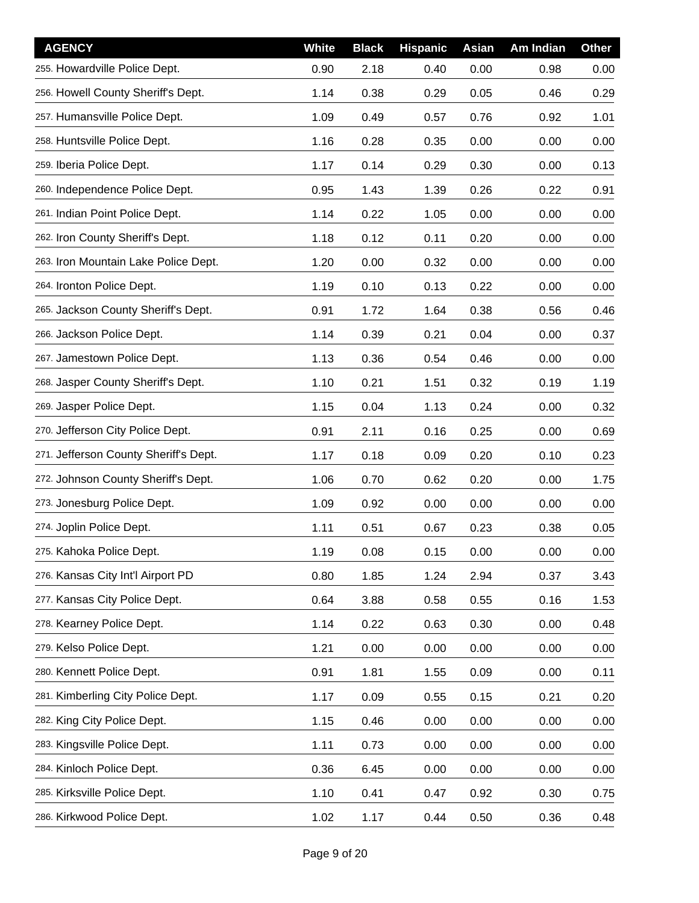| AGENCY | White | Black | Hispanic | Asian | Am Indian | Other |
|---|---|---|---|---|---|---|
| 255. Howardville Police Dept. | 0.90 | 2.18 | 0.40 | 0.00 | 0.98 | 0.00 |
| 256. Howell County Sheriff's Dept. | 1.14 | 0.38 | 0.29 | 0.05 | 0.46 | 0.29 |
| 257. Humansville Police Dept. | 1.09 | 0.49 | 0.57 | 0.76 | 0.92 | 1.01 |
| 258. Huntsville Police Dept. | 1.16 | 0.28 | 0.35 | 0.00 | 0.00 | 0.00 |
| 259. Iberia Police Dept. | 1.17 | 0.14 | 0.29 | 0.30 | 0.00 | 0.13 |
| 260. Independence Police Dept. | 0.95 | 1.43 | 1.39 | 0.26 | 0.22 | 0.91 |
| 261. Indian Point Police Dept. | 1.14 | 0.22 | 1.05 | 0.00 | 0.00 | 0.00 |
| 262. Iron County Sheriff's Dept. | 1.18 | 0.12 | 0.11 | 0.20 | 0.00 | 0.00 |
| 263. Iron Mountain Lake Police Dept. | 1.20 | 0.00 | 0.32 | 0.00 | 0.00 | 0.00 |
| 264. Ironton Police Dept. | 1.19 | 0.10 | 0.13 | 0.22 | 0.00 | 0.00 |
| 265. Jackson County Sheriff's Dept. | 0.91 | 1.72 | 1.64 | 0.38 | 0.56 | 0.46 |
| 266. Jackson Police Dept. | 1.14 | 0.39 | 0.21 | 0.04 | 0.00 | 0.37 |
| 267. Jamestown Police Dept. | 1.13 | 0.36 | 0.54 | 0.46 | 0.00 | 0.00 |
| 268. Jasper County Sheriff's Dept. | 1.10 | 0.21 | 1.51 | 0.32 | 0.19 | 1.19 |
| 269. Jasper Police Dept. | 1.15 | 0.04 | 1.13 | 0.24 | 0.00 | 0.32 |
| 270. Jefferson City Police Dept. | 0.91 | 2.11 | 0.16 | 0.25 | 0.00 | 0.69 |
| 271. Jefferson County Sheriff's Dept. | 1.17 | 0.18 | 0.09 | 0.20 | 0.10 | 0.23 |
| 272. Johnson County Sheriff's Dept. | 1.06 | 0.70 | 0.62 | 0.20 | 0.00 | 1.75 |
| 273. Jonesburg Police Dept. | 1.09 | 0.92 | 0.00 | 0.00 | 0.00 | 0.00 |
| 274. Joplin Police Dept. | 1.11 | 0.51 | 0.67 | 0.23 | 0.38 | 0.05 |
| 275. Kahoka Police Dept. | 1.19 | 0.08 | 0.15 | 0.00 | 0.00 | 0.00 |
| 276. Kansas City Int'l Airport PD | 0.80 | 1.85 | 1.24 | 2.94 | 0.37 | 3.43 |
| 277. Kansas City Police Dept. | 0.64 | 3.88 | 0.58 | 0.55 | 0.16 | 1.53 |
| 278. Kearney Police Dept. | 1.14 | 0.22 | 0.63 | 0.30 | 0.00 | 0.48 |
| 279. Kelso Police Dept. | 1.21 | 0.00 | 0.00 | 0.00 | 0.00 | 0.00 |
| 280. Kennett Police Dept. | 0.91 | 1.81 | 1.55 | 0.09 | 0.00 | 0.11 |
| 281. Kimberling City Police Dept. | 1.17 | 0.09 | 0.55 | 0.15 | 0.21 | 0.20 |
| 282. King City Police Dept. | 1.15 | 0.46 | 0.00 | 0.00 | 0.00 | 0.00 |
| 283. Kingsville Police Dept. | 1.11 | 0.73 | 0.00 | 0.00 | 0.00 | 0.00 |
| 284. Kinloch Police Dept. | 0.36 | 6.45 | 0.00 | 0.00 | 0.00 | 0.00 |
| 285. Kirksville Police Dept. | 1.10 | 0.41 | 0.47 | 0.92 | 0.30 | 0.75 |
| 286. Kirkwood Police Dept. | 1.02 | 1.17 | 0.44 | 0.50 | 0.36 | 0.48 |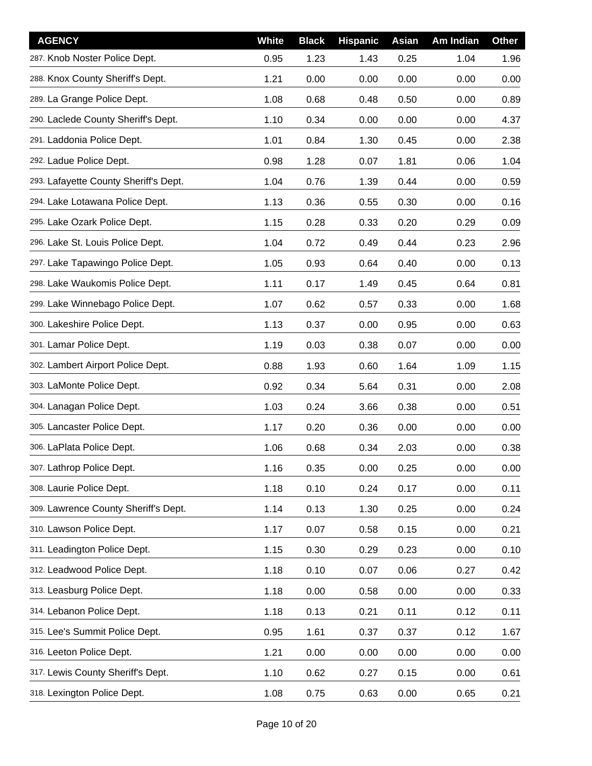| AGENCY | White | Black | Hispanic | Asian | Am Indian | Other |
|---|---|---|---|---|---|---|
| 287. Knob Noster Police Dept. | 0.95 | 1.23 | 1.43 | 0.25 | 1.04 | 1.96 |
| 288. Knox County Sheriff's Dept. | 1.21 | 0.00 | 0.00 | 0.00 | 0.00 | 0.00 |
| 289. La Grange Police Dept. | 1.08 | 0.68 | 0.48 | 0.50 | 0.00 | 0.89 |
| 290. Laclede County Sheriff's Dept. | 1.10 | 0.34 | 0.00 | 0.00 | 0.00 | 4.37 |
| 291. Laddonia Police Dept. | 1.01 | 0.84 | 1.30 | 0.45 | 0.00 | 2.38 |
| 292. Ladue Police Dept. | 0.98 | 1.28 | 0.07 | 1.81 | 0.06 | 1.04 |
| 293. Lafayette County Sheriff's Dept. | 1.04 | 0.76 | 1.39 | 0.44 | 0.00 | 0.59 |
| 294. Lake Lotawana Police Dept. | 1.13 | 0.36 | 0.55 | 0.30 | 0.00 | 0.16 |
| 295. Lake Ozark Police Dept. | 1.15 | 0.28 | 0.33 | 0.20 | 0.29 | 0.09 |
| 296. Lake St. Louis Police Dept. | 1.04 | 0.72 | 0.49 | 0.44 | 0.23 | 2.96 |
| 297. Lake Tapawingo Police Dept. | 1.05 | 0.93 | 0.64 | 0.40 | 0.00 | 0.13 |
| 298. Lake Waukomis Police Dept. | 1.11 | 0.17 | 1.49 | 0.45 | 0.64 | 0.81 |
| 299. Lake Winnebago Police Dept. | 1.07 | 0.62 | 0.57 | 0.33 | 0.00 | 1.68 |
| 300. Lakeshire Police Dept. | 1.13 | 0.37 | 0.00 | 0.95 | 0.00 | 0.63 |
| 301. Lamar Police Dept. | 1.19 | 0.03 | 0.38 | 0.07 | 0.00 | 0.00 |
| 302. Lambert Airport Police Dept. | 0.88 | 1.93 | 0.60 | 1.64 | 1.09 | 1.15 |
| 303. LaMonte Police Dept. | 0.92 | 0.34 | 5.64 | 0.31 | 0.00 | 2.08 |
| 304. Lanagan Police Dept. | 1.03 | 0.24 | 3.66 | 0.38 | 0.00 | 0.51 |
| 305. Lancaster Police Dept. | 1.17 | 0.20 | 0.36 | 0.00 | 0.00 | 0.00 |
| 306. LaPlata Police Dept. | 1.06 | 0.68 | 0.34 | 2.03 | 0.00 | 0.38 |
| 307. Lathrop Police Dept. | 1.16 | 0.35 | 0.00 | 0.25 | 0.00 | 0.00 |
| 308. Laurie Police Dept. | 1.18 | 0.10 | 0.24 | 0.17 | 0.00 | 0.11 |
| 309. Lawrence County Sheriff's Dept. | 1.14 | 0.13 | 1.30 | 0.25 | 0.00 | 0.24 |
| 310. Lawson Police Dept. | 1.17 | 0.07 | 0.58 | 0.15 | 0.00 | 0.21 |
| 311. Leadington Police Dept. | 1.15 | 0.30 | 0.29 | 0.23 | 0.00 | 0.10 |
| 312. Leadwood Police Dept. | 1.18 | 0.10 | 0.07 | 0.06 | 0.27 | 0.42 |
| 313. Leasburg Police Dept. | 1.18 | 0.00 | 0.58 | 0.00 | 0.00 | 0.33 |
| 314. Lebanon Police Dept. | 1.18 | 0.13 | 0.21 | 0.11 | 0.12 | 0.11 |
| 315. Lee's Summit Police Dept. | 0.95 | 1.61 | 0.37 | 0.37 | 0.12 | 1.67 |
| 316. Leeton Police Dept. | 1.21 | 0.00 | 0.00 | 0.00 | 0.00 | 0.00 |
| 317. Lewis County Sheriff's Dept. | 1.10 | 0.62 | 0.27 | 0.15 | 0.00 | 0.61 |
| 318. Lexington Police Dept. | 1.08 | 0.75 | 0.63 | 0.00 | 0.65 | 0.21 |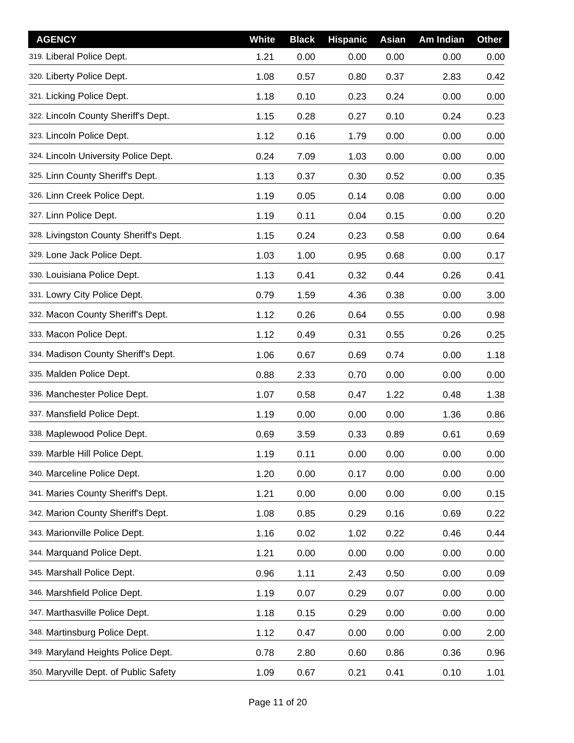| AGENCY | White | Black | Hispanic | Asian | Am Indian | Other |
|---|---|---|---|---|---|---|
| 319. Liberal Police Dept. | 1.21 | 0.00 | 0.00 | 0.00 | 0.00 | 0.00 |
| 320. Liberty Police Dept. | 1.08 | 0.57 | 0.80 | 0.37 | 2.83 | 0.42 |
| 321. Licking Police Dept. | 1.18 | 0.10 | 0.23 | 0.24 | 0.00 | 0.00 |
| 322. Lincoln County Sheriff's Dept. | 1.15 | 0.28 | 0.27 | 0.10 | 0.24 | 0.23 |
| 323. Lincoln Police Dept. | 1.12 | 0.16 | 1.79 | 0.00 | 0.00 | 0.00 |
| 324. Lincoln University Police Dept. | 0.24 | 7.09 | 1.03 | 0.00 | 0.00 | 0.00 |
| 325. Linn County Sheriff's Dept. | 1.13 | 0.37 | 0.30 | 0.52 | 0.00 | 0.35 |
| 326. Linn Creek Police Dept. | 1.19 | 0.05 | 0.14 | 0.08 | 0.00 | 0.00 |
| 327. Linn Police Dept. | 1.19 | 0.11 | 0.04 | 0.15 | 0.00 | 0.20 |
| 328. Livingston County Sheriff's Dept. | 1.15 | 0.24 | 0.23 | 0.58 | 0.00 | 0.64 |
| 329. Lone Jack Police Dept. | 1.03 | 1.00 | 0.95 | 0.68 | 0.00 | 0.17 |
| 330. Louisiana Police Dept. | 1.13 | 0.41 | 0.32 | 0.44 | 0.26 | 0.41 |
| 331. Lowry City Police Dept. | 0.79 | 1.59 | 4.36 | 0.38 | 0.00 | 3.00 |
| 332. Macon County Sheriff's Dept. | 1.12 | 0.26 | 0.64 | 0.55 | 0.00 | 0.98 |
| 333. Macon Police Dept. | 1.12 | 0.49 | 0.31 | 0.55 | 0.26 | 0.25 |
| 334. Madison County Sheriff's Dept. | 1.06 | 0.67 | 0.69 | 0.74 | 0.00 | 1.18 |
| 335. Malden Police Dept. | 0.88 | 2.33 | 0.70 | 0.00 | 0.00 | 0.00 |
| 336. Manchester Police Dept. | 1.07 | 0.58 | 0.47 | 1.22 | 0.48 | 1.38 |
| 337. Mansfield Police Dept. | 1.19 | 0.00 | 0.00 | 0.00 | 1.36 | 0.86 |
| 338. Maplewood Police Dept. | 0.69 | 3.59 | 0.33 | 0.89 | 0.61 | 0.69 |
| 339. Marble Hill Police Dept. | 1.19 | 0.11 | 0.00 | 0.00 | 0.00 | 0.00 |
| 340. Marceline Police Dept. | 1.20 | 0.00 | 0.17 | 0.00 | 0.00 | 0.00 |
| 341. Maries County Sheriff's Dept. | 1.21 | 0.00 | 0.00 | 0.00 | 0.00 | 0.15 |
| 342. Marion County Sheriff's Dept. | 1.08 | 0.85 | 0.29 | 0.16 | 0.69 | 0.22 |
| 343. Marionville Police Dept. | 1.16 | 0.02 | 1.02 | 0.22 | 0.46 | 0.44 |
| 344. Marquand Police Dept. | 1.21 | 0.00 | 0.00 | 0.00 | 0.00 | 0.00 |
| 345. Marshall Police Dept. | 0.96 | 1.11 | 2.43 | 0.50 | 0.00 | 0.09 |
| 346. Marshfield Police Dept. | 1.19 | 0.07 | 0.29 | 0.07 | 0.00 | 0.00 |
| 347. Marthasville Police Dept. | 1.18 | 0.15 | 0.29 | 0.00 | 0.00 | 0.00 |
| 348. Martinsburg Police Dept. | 1.12 | 0.47 | 0.00 | 0.00 | 0.00 | 2.00 |
| 349. Maryland Heights Police Dept. | 0.78 | 2.80 | 0.60 | 0.86 | 0.36 | 0.96 |
| 350. Maryville Dept. of Public Safety | 1.09 | 0.67 | 0.21 | 0.41 | 0.10 | 1.01 |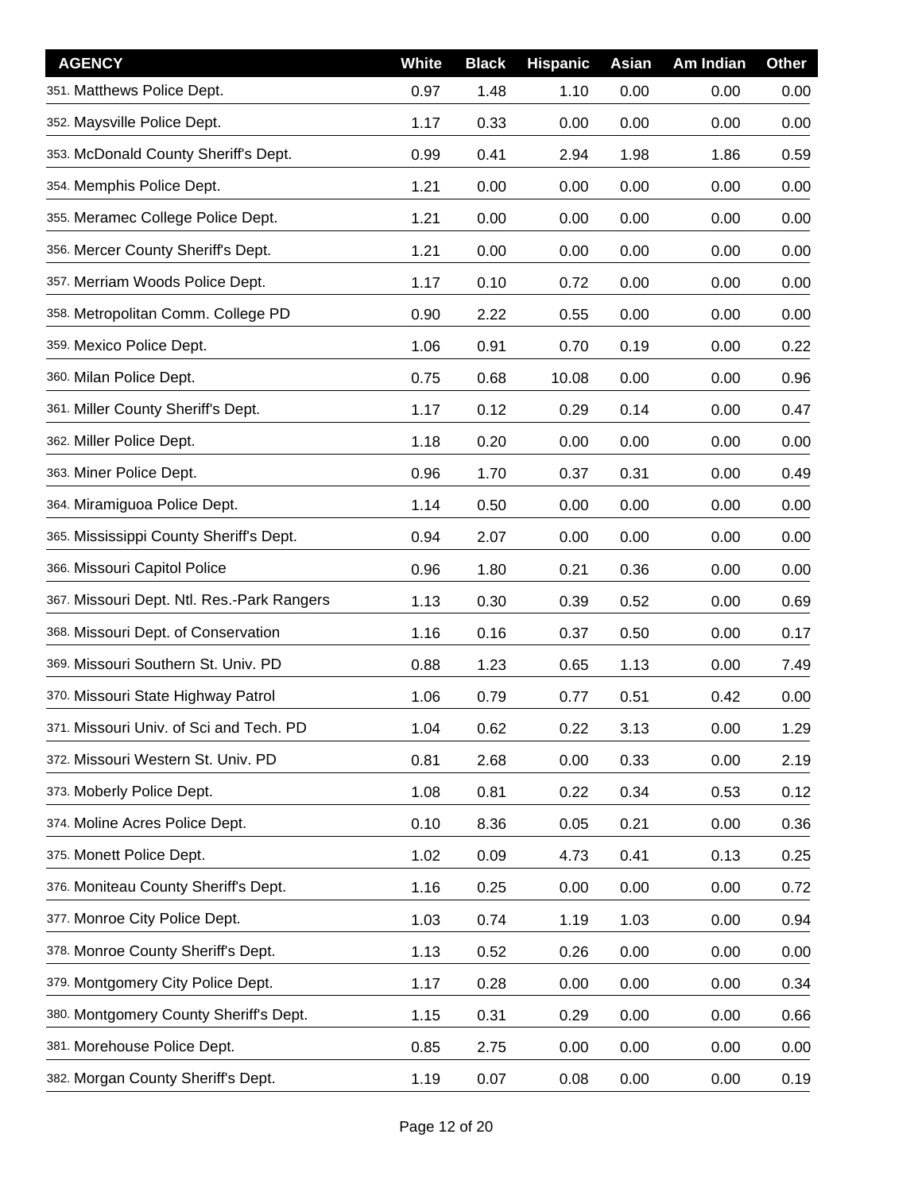| AGENCY | White | Black | Hispanic | Asian | Am Indian | Other |
|---|---|---|---|---|---|---|
| 351. Matthews Police Dept. | 0.97 | 1.48 | 1.10 | 0.00 | 0.00 | 0.00 |
| 352. Maysville Police Dept. | 1.17 | 0.33 | 0.00 | 0.00 | 0.00 | 0.00 |
| 353. McDonald County Sheriff's Dept. | 0.99 | 0.41 | 2.94 | 1.98 | 1.86 | 0.59 |
| 354. Memphis Police Dept. | 1.21 | 0.00 | 0.00 | 0.00 | 0.00 | 0.00 |
| 355. Meramec College Police Dept. | 1.21 | 0.00 | 0.00 | 0.00 | 0.00 | 0.00 |
| 356. Mercer County Sheriff's Dept. | 1.21 | 0.00 | 0.00 | 0.00 | 0.00 | 0.00 |
| 357. Merriam Woods Police Dept. | 1.17 | 0.10 | 0.72 | 0.00 | 0.00 | 0.00 |
| 358. Metropolitan Comm. College PD | 0.90 | 2.22 | 0.55 | 0.00 | 0.00 | 0.00 |
| 359. Mexico Police Dept. | 1.06 | 0.91 | 0.70 | 0.19 | 0.00 | 0.22 |
| 360. Milan Police Dept. | 0.75 | 0.68 | 10.08 | 0.00 | 0.00 | 0.96 |
| 361. Miller County Sheriff's Dept. | 1.17 | 0.12 | 0.29 | 0.14 | 0.00 | 0.47 |
| 362. Miller Police Dept. | 1.18 | 0.20 | 0.00 | 0.00 | 0.00 | 0.00 |
| 363. Miner Police Dept. | 0.96 | 1.70 | 0.37 | 0.31 | 0.00 | 0.49 |
| 364. Miramiguoa Police Dept. | 1.14 | 0.50 | 0.00 | 0.00 | 0.00 | 0.00 |
| 365. Mississippi County Sheriff's Dept. | 0.94 | 2.07 | 0.00 | 0.00 | 0.00 | 0.00 |
| 366. Missouri Capitol Police | 0.96 | 1.80 | 0.21 | 0.36 | 0.00 | 0.00 |
| 367. Missouri Dept. Ntl. Res.-Park Rangers | 1.13 | 0.30 | 0.39 | 0.52 | 0.00 | 0.69 |
| 368. Missouri Dept. of Conservation | 1.16 | 0.16 | 0.37 | 0.50 | 0.00 | 0.17 |
| 369. Missouri Southern St. Univ. PD | 0.88 | 1.23 | 0.65 | 1.13 | 0.00 | 7.49 |
| 370. Missouri State Highway Patrol | 1.06 | 0.79 | 0.77 | 0.51 | 0.42 | 0.00 |
| 371. Missouri Univ. of Sci and Tech. PD | 1.04 | 0.62 | 0.22 | 3.13 | 0.00 | 1.29 |
| 372. Missouri Western St. Univ. PD | 0.81 | 2.68 | 0.00 | 0.33 | 0.00 | 2.19 |
| 373. Moberly Police Dept. | 1.08 | 0.81 | 0.22 | 0.34 | 0.53 | 0.12 |
| 374. Moline Acres Police Dept. | 0.10 | 8.36 | 0.05 | 0.21 | 0.00 | 0.36 |
| 375. Monett Police Dept. | 1.02 | 0.09 | 4.73 | 0.41 | 0.13 | 0.25 |
| 376. Moniteau County Sheriff's Dept. | 1.16 | 0.25 | 0.00 | 0.00 | 0.00 | 0.72 |
| 377. Monroe City Police Dept. | 1.03 | 0.74 | 1.19 | 1.03 | 0.00 | 0.94 |
| 378. Monroe County Sheriff's Dept. | 1.13 | 0.52 | 0.26 | 0.00 | 0.00 | 0.00 |
| 379. Montgomery City Police Dept. | 1.17 | 0.28 | 0.00 | 0.00 | 0.00 | 0.34 |
| 380. Montgomery County Sheriff's Dept. | 1.15 | 0.31 | 0.29 | 0.00 | 0.00 | 0.66 |
| 381. Morehouse Police Dept. | 0.85 | 2.75 | 0.00 | 0.00 | 0.00 | 0.00 |
| 382. Morgan County Sheriff's Dept. | 1.19 | 0.07 | 0.08 | 0.00 | 0.00 | 0.19 |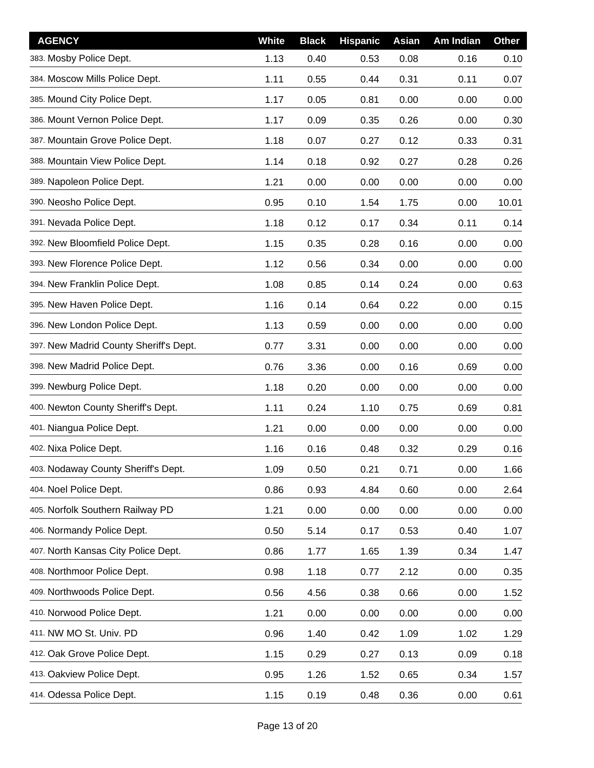| AGENCY | White | Black | Hispanic | Asian | Am Indian | Other |
|---|---|---|---|---|---|---|
| 383. Mosby Police Dept. | 1.13 | 0.40 | 0.53 | 0.08 | 0.16 | 0.10 |
| 384. Moscow Mills Police Dept. | 1.11 | 0.55 | 0.44 | 0.31 | 0.11 | 0.07 |
| 385. Mound City Police Dept. | 1.17 | 0.05 | 0.81 | 0.00 | 0.00 | 0.00 |
| 386. Mount Vernon Police Dept. | 1.17 | 0.09 | 0.35 | 0.26 | 0.00 | 0.30 |
| 387. Mountain Grove Police Dept. | 1.18 | 0.07 | 0.27 | 0.12 | 0.33 | 0.31 |
| 388. Mountain View Police Dept. | 1.14 | 0.18 | 0.92 | 0.27 | 0.28 | 0.26 |
| 389. Napoleon Police Dept. | 1.21 | 0.00 | 0.00 | 0.00 | 0.00 | 0.00 |
| 390. Neosho Police Dept. | 0.95 | 0.10 | 1.54 | 1.75 | 0.00 | 10.01 |
| 391. Nevada Police Dept. | 1.18 | 0.12 | 0.17 | 0.34 | 0.11 | 0.14 |
| 392. New Bloomfield Police Dept. | 1.15 | 0.35 | 0.28 | 0.16 | 0.00 | 0.00 |
| 393. New Florence Police Dept. | 1.12 | 0.56 | 0.34 | 0.00 | 0.00 | 0.00 |
| 394. New Franklin Police Dept. | 1.08 | 0.85 | 0.14 | 0.24 | 0.00 | 0.63 |
| 395. New Haven Police Dept. | 1.16 | 0.14 | 0.64 | 0.22 | 0.00 | 0.15 |
| 396. New London Police Dept. | 1.13 | 0.59 | 0.00 | 0.00 | 0.00 | 0.00 |
| 397. New Madrid County Sheriff's Dept. | 0.77 | 3.31 | 0.00 | 0.00 | 0.00 | 0.00 |
| 398. New Madrid Police Dept. | 0.76 | 3.36 | 0.00 | 0.16 | 0.69 | 0.00 |
| 399. Newburg Police Dept. | 1.18 | 0.20 | 0.00 | 0.00 | 0.00 | 0.00 |
| 400. Newton County Sheriff's Dept. | 1.11 | 0.24 | 1.10 | 0.75 | 0.69 | 0.81 |
| 401. Niangua Police Dept. | 1.21 | 0.00 | 0.00 | 0.00 | 0.00 | 0.00 |
| 402. Nixa Police Dept. | 1.16 | 0.16 | 0.48 | 0.32 | 0.29 | 0.16 |
| 403. Nodaway County Sheriff's Dept. | 1.09 | 0.50 | 0.21 | 0.71 | 0.00 | 1.66 |
| 404. Noel Police Dept. | 0.86 | 0.93 | 4.84 | 0.60 | 0.00 | 2.64 |
| 405. Norfolk Southern Railway PD | 1.21 | 0.00 | 0.00 | 0.00 | 0.00 | 0.00 |
| 406. Normandy Police Dept. | 0.50 | 5.14 | 0.17 | 0.53 | 0.40 | 1.07 |
| 407. North Kansas City Police Dept. | 0.86 | 1.77 | 1.65 | 1.39 | 0.34 | 1.47 |
| 408. Northmoor Police Dept. | 0.98 | 1.18 | 0.77 | 2.12 | 0.00 | 0.35 |
| 409. Northwoods Police Dept. | 0.56 | 4.56 | 0.38 | 0.66 | 0.00 | 1.52 |
| 410. Norwood Police Dept. | 1.21 | 0.00 | 0.00 | 0.00 | 0.00 | 0.00 |
| 411. NW MO St. Univ. PD | 0.96 | 1.40 | 0.42 | 1.09 | 1.02 | 1.29 |
| 412. Oak Grove Police Dept. | 1.15 | 0.29 | 0.27 | 0.13 | 0.09 | 0.18 |
| 413. Oakview Police Dept. | 0.95 | 1.26 | 1.52 | 0.65 | 0.34 | 1.57 |
| 414. Odessa Police Dept. | 1.15 | 0.19 | 0.48 | 0.36 | 0.00 | 0.61 |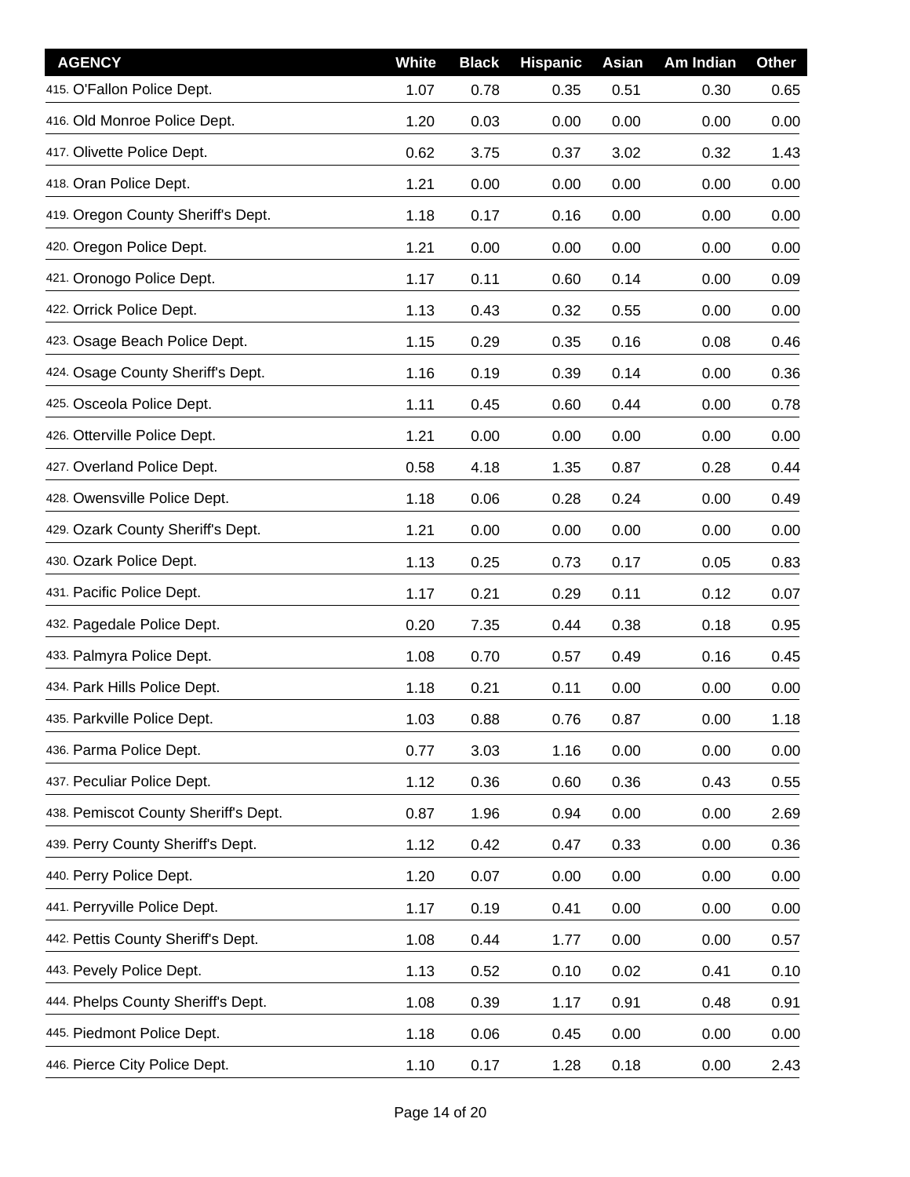| AGENCY | White | Black | Hispanic | Asian | Am Indian | Other |
|---|---|---|---|---|---|---|
| 415. O'Fallon Police Dept. | 1.07 | 0.78 | 0.35 | 0.51 | 0.30 | 0.65 |
| 416. Old Monroe Police Dept. | 1.20 | 0.03 | 0.00 | 0.00 | 0.00 | 0.00 |
| 417. Olivette Police Dept. | 0.62 | 3.75 | 0.37 | 3.02 | 0.32 | 1.43 |
| 418. Oran Police Dept. | 1.21 | 0.00 | 0.00 | 0.00 | 0.00 | 0.00 |
| 419. Oregon County Sheriff's Dept. | 1.18 | 0.17 | 0.16 | 0.00 | 0.00 | 0.00 |
| 420. Oregon Police Dept. | 1.21 | 0.00 | 0.00 | 0.00 | 0.00 | 0.00 |
| 421. Oronogo Police Dept. | 1.17 | 0.11 | 0.60 | 0.14 | 0.00 | 0.09 |
| 422. Orrick Police Dept. | 1.13 | 0.43 | 0.32 | 0.55 | 0.00 | 0.00 |
| 423. Osage Beach Police Dept. | 1.15 | 0.29 | 0.35 | 0.16 | 0.08 | 0.46 |
| 424. Osage County Sheriff's Dept. | 1.16 | 0.19 | 0.39 | 0.14 | 0.00 | 0.36 |
| 425. Osceola Police Dept. | 1.11 | 0.45 | 0.60 | 0.44 | 0.00 | 0.78 |
| 426. Otterville Police Dept. | 1.21 | 0.00 | 0.00 | 0.00 | 0.00 | 0.00 |
| 427. Overland Police Dept. | 0.58 | 4.18 | 1.35 | 0.87 | 0.28 | 0.44 |
| 428. Owensville Police Dept. | 1.18 | 0.06 | 0.28 | 0.24 | 0.00 | 0.49 |
| 429. Ozark County Sheriff's Dept. | 1.21 | 0.00 | 0.00 | 0.00 | 0.00 | 0.00 |
| 430. Ozark Police Dept. | 1.13 | 0.25 | 0.73 | 0.17 | 0.05 | 0.83 |
| 431. Pacific Police Dept. | 1.17 | 0.21 | 0.29 | 0.11 | 0.12 | 0.07 |
| 432. Pagedale Police Dept. | 0.20 | 7.35 | 0.44 | 0.38 | 0.18 | 0.95 |
| 433. Palmyra Police Dept. | 1.08 | 0.70 | 0.57 | 0.49 | 0.16 | 0.45 |
| 434. Park Hills Police Dept. | 1.18 | 0.21 | 0.11 | 0.00 | 0.00 | 0.00 |
| 435. Parkville Police Dept. | 1.03 | 0.88 | 0.76 | 0.87 | 0.00 | 1.18 |
| 436. Parma Police Dept. | 0.77 | 3.03 | 1.16 | 0.00 | 0.00 | 0.00 |
| 437. Peculiar Police Dept. | 1.12 | 0.36 | 0.60 | 0.36 | 0.43 | 0.55 |
| 438. Pemiscot County Sheriff's Dept. | 0.87 | 1.96 | 0.94 | 0.00 | 0.00 | 2.69 |
| 439. Perry County Sheriff's Dept. | 1.12 | 0.42 | 0.47 | 0.33 | 0.00 | 0.36 |
| 440. Perry Police Dept. | 1.20 | 0.07 | 0.00 | 0.00 | 0.00 | 0.00 |
| 441. Perryville Police Dept. | 1.17 | 0.19 | 0.41 | 0.00 | 0.00 | 0.00 |
| 442. Pettis County Sheriff's Dept. | 1.08 | 0.44 | 1.77 | 0.00 | 0.00 | 0.57 |
| 443. Pevely Police Dept. | 1.13 | 0.52 | 0.10 | 0.02 | 0.41 | 0.10 |
| 444. Phelps County Sheriff's Dept. | 1.08 | 0.39 | 1.17 | 0.91 | 0.48 | 0.91 |
| 445. Piedmont Police Dept. | 1.18 | 0.06 | 0.45 | 0.00 | 0.00 | 0.00 |
| 446. Pierce City Police Dept. | 1.10 | 0.17 | 1.28 | 0.18 | 0.00 | 2.43 |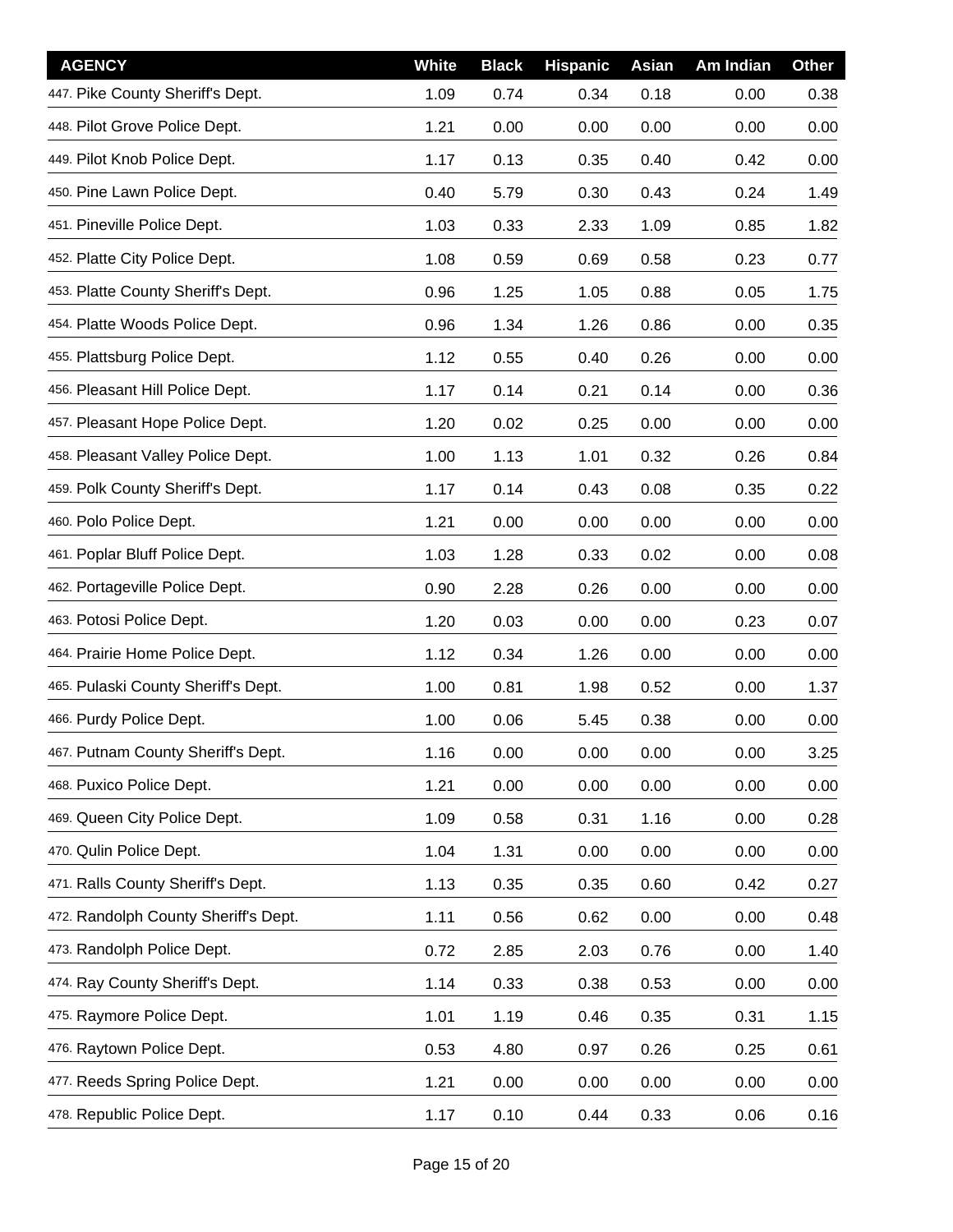| AGENCY | White | Black | Hispanic | Asian | Am Indian | Other |
|---|---|---|---|---|---|---|
| 447. Pike County Sheriff's Dept. | 1.09 | 0.74 | 0.34 | 0.18 | 0.00 | 0.38 |
| 448. Pilot Grove Police Dept. | 1.21 | 0.00 | 0.00 | 0.00 | 0.00 | 0.00 |
| 449. Pilot Knob Police Dept. | 1.17 | 0.13 | 0.35 | 0.40 | 0.42 | 0.00 |
| 450. Pine Lawn Police Dept. | 0.40 | 5.79 | 0.30 | 0.43 | 0.24 | 1.49 |
| 451. Pineville Police Dept. | 1.03 | 0.33 | 2.33 | 1.09 | 0.85 | 1.82 |
| 452. Platte City Police Dept. | 1.08 | 0.59 | 0.69 | 0.58 | 0.23 | 0.77 |
| 453. Platte County Sheriff's Dept. | 0.96 | 1.25 | 1.05 | 0.88 | 0.05 | 1.75 |
| 454. Platte Woods Police Dept. | 0.96 | 1.34 | 1.26 | 0.86 | 0.00 | 0.35 |
| 455. Plattsburg Police Dept. | 1.12 | 0.55 | 0.40 | 0.26 | 0.00 | 0.00 |
| 456. Pleasant Hill Police Dept. | 1.17 | 0.14 | 0.21 | 0.14 | 0.00 | 0.36 |
| 457. Pleasant Hope Police Dept. | 1.20 | 0.02 | 0.25 | 0.00 | 0.00 | 0.00 |
| 458. Pleasant Valley Police Dept. | 1.00 | 1.13 | 1.01 | 0.32 | 0.26 | 0.84 |
| 459. Polk County Sheriff's Dept. | 1.17 | 0.14 | 0.43 | 0.08 | 0.35 | 0.22 |
| 460. Polo Police Dept. | 1.21 | 0.00 | 0.00 | 0.00 | 0.00 | 0.00 |
| 461. Poplar Bluff Police Dept. | 1.03 | 1.28 | 0.33 | 0.02 | 0.00 | 0.08 |
| 462. Portageville Police Dept. | 0.90 | 2.28 | 0.26 | 0.00 | 0.00 | 0.00 |
| 463. Potosi Police Dept. | 1.20 | 0.03 | 0.00 | 0.00 | 0.23 | 0.07 |
| 464. Prairie Home Police Dept. | 1.12 | 0.34 | 1.26 | 0.00 | 0.00 | 0.00 |
| 465. Pulaski County Sheriff's Dept. | 1.00 | 0.81 | 1.98 | 0.52 | 0.00 | 1.37 |
| 466. Purdy Police Dept. | 1.00 | 0.06 | 5.45 | 0.38 | 0.00 | 0.00 |
| 467. Putnam County Sheriff's Dept. | 1.16 | 0.00 | 0.00 | 0.00 | 0.00 | 3.25 |
| 468. Puxico Police Dept. | 1.21 | 0.00 | 0.00 | 0.00 | 0.00 | 0.00 |
| 469. Queen City Police Dept. | 1.09 | 0.58 | 0.31 | 1.16 | 0.00 | 0.28 |
| 470. Qulin Police Dept. | 1.04 | 1.31 | 0.00 | 0.00 | 0.00 | 0.00 |
| 471. Ralls County Sheriff's Dept. | 1.13 | 0.35 | 0.35 | 0.60 | 0.42 | 0.27 |
| 472. Randolph County Sheriff's Dept. | 1.11 | 0.56 | 0.62 | 0.00 | 0.00 | 0.48 |
| 473. Randolph Police Dept. | 0.72 | 2.85 | 2.03 | 0.76 | 0.00 | 1.40 |
| 474. Ray County Sheriff's Dept. | 1.14 | 0.33 | 0.38 | 0.53 | 0.00 | 0.00 |
| 475. Raymore Police Dept. | 1.01 | 1.19 | 0.46 | 0.35 | 0.31 | 1.15 |
| 476. Raytown Police Dept. | 0.53 | 4.80 | 0.97 | 0.26 | 0.25 | 0.61 |
| 477. Reeds Spring Police Dept. | 1.21 | 0.00 | 0.00 | 0.00 | 0.00 | 0.00 |
| 478. Republic Police Dept. | 1.17 | 0.10 | 0.44 | 0.33 | 0.06 | 0.16 |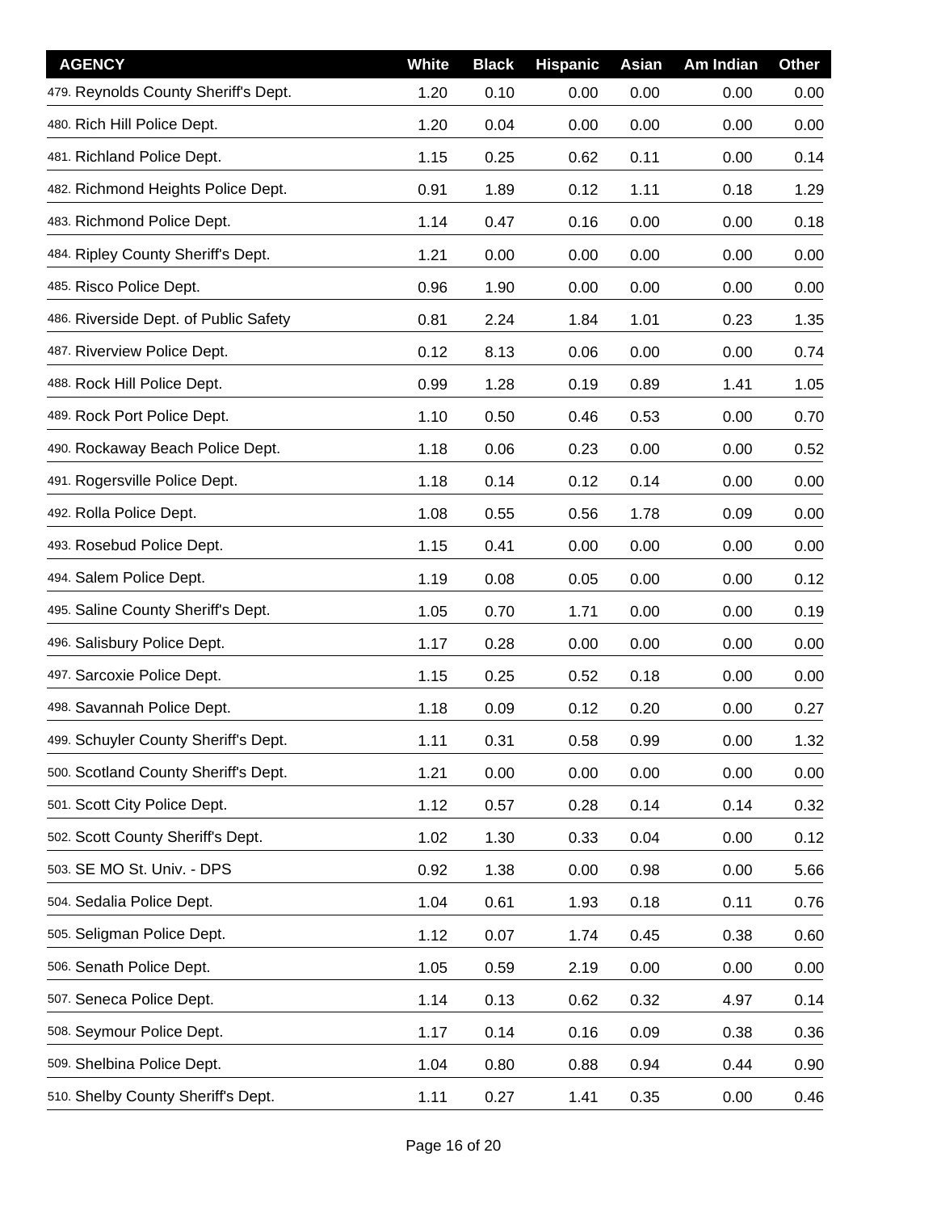| AGENCY | White | Black | Hispanic | Asian | Am Indian | Other |
|---|---|---|---|---|---|---|
| 479. Reynolds County Sheriff's Dept. | 1.20 | 0.10 | 0.00 | 0.00 | 0.00 | 0.00 |
| 480. Rich Hill Police Dept. | 1.20 | 0.04 | 0.00 | 0.00 | 0.00 | 0.00 |
| 481. Richland Police Dept. | 1.15 | 0.25 | 0.62 | 0.11 | 0.00 | 0.14 |
| 482. Richmond Heights Police Dept. | 0.91 | 1.89 | 0.12 | 1.11 | 0.18 | 1.29 |
| 483. Richmond Police Dept. | 1.14 | 0.47 | 0.16 | 0.00 | 0.00 | 0.18 |
| 484. Ripley County Sheriff's Dept. | 1.21 | 0.00 | 0.00 | 0.00 | 0.00 | 0.00 |
| 485. Risco Police Dept. | 0.96 | 1.90 | 0.00 | 0.00 | 0.00 | 0.00 |
| 486. Riverside Dept. of Public Safety | 0.81 | 2.24 | 1.84 | 1.01 | 0.23 | 1.35 |
| 487. Riverview Police Dept. | 0.12 | 8.13 | 0.06 | 0.00 | 0.00 | 0.74 |
| 488. Rock Hill Police Dept. | 0.99 | 1.28 | 0.19 | 0.89 | 1.41 | 1.05 |
| 489. Rock Port Police Dept. | 1.10 | 0.50 | 0.46 | 0.53 | 0.00 | 0.70 |
| 490. Rockaway Beach Police Dept. | 1.18 | 0.06 | 0.23 | 0.00 | 0.00 | 0.52 |
| 491. Rogersville Police Dept. | 1.18 | 0.14 | 0.12 | 0.14 | 0.00 | 0.00 |
| 492. Rolla Police Dept. | 1.08 | 0.55 | 0.56 | 1.78 | 0.09 | 0.00 |
| 493. Rosebud Police Dept. | 1.15 | 0.41 | 0.00 | 0.00 | 0.00 | 0.00 |
| 494. Salem Police Dept. | 1.19 | 0.08 | 0.05 | 0.00 | 0.00 | 0.12 |
| 495. Saline County Sheriff's Dept. | 1.05 | 0.70 | 1.71 | 0.00 | 0.00 | 0.19 |
| 496. Salisbury Police Dept. | 1.17 | 0.28 | 0.00 | 0.00 | 0.00 | 0.00 |
| 497. Sarcoxie Police Dept. | 1.15 | 0.25 | 0.52 | 0.18 | 0.00 | 0.00 |
| 498. Savannah Police Dept. | 1.18 | 0.09 | 0.12 | 0.20 | 0.00 | 0.27 |
| 499. Schuyler County Sheriff's Dept. | 1.11 | 0.31 | 0.58 | 0.99 | 0.00 | 1.32 |
| 500. Scotland County Sheriff's Dept. | 1.21 | 0.00 | 0.00 | 0.00 | 0.00 | 0.00 |
| 501. Scott City Police Dept. | 1.12 | 0.57 | 0.28 | 0.14 | 0.14 | 0.32 |
| 502. Scott County Sheriff's Dept. | 1.02 | 1.30 | 0.33 | 0.04 | 0.00 | 0.12 |
| 503. SE MO St. Univ. - DPS | 0.92 | 1.38 | 0.00 | 0.98 | 0.00 | 5.66 |
| 504. Sedalia Police Dept. | 1.04 | 0.61 | 1.93 | 0.18 | 0.11 | 0.76 |
| 505. Seligman Police Dept. | 1.12 | 0.07 | 1.74 | 0.45 | 0.38 | 0.60 |
| 506. Senath Police Dept. | 1.05 | 0.59 | 2.19 | 0.00 | 0.00 | 0.00 |
| 507. Seneca Police Dept. | 1.14 | 0.13 | 0.62 | 0.32 | 4.97 | 0.14 |
| 508. Seymour Police Dept. | 1.17 | 0.14 | 0.16 | 0.09 | 0.38 | 0.36 |
| 509. Shelbina Police Dept. | 1.04 | 0.80 | 0.88 | 0.94 | 0.44 | 0.90 |
| 510. Shelby County Sheriff's Dept. | 1.11 | 0.27 | 1.41 | 0.35 | 0.00 | 0.46 |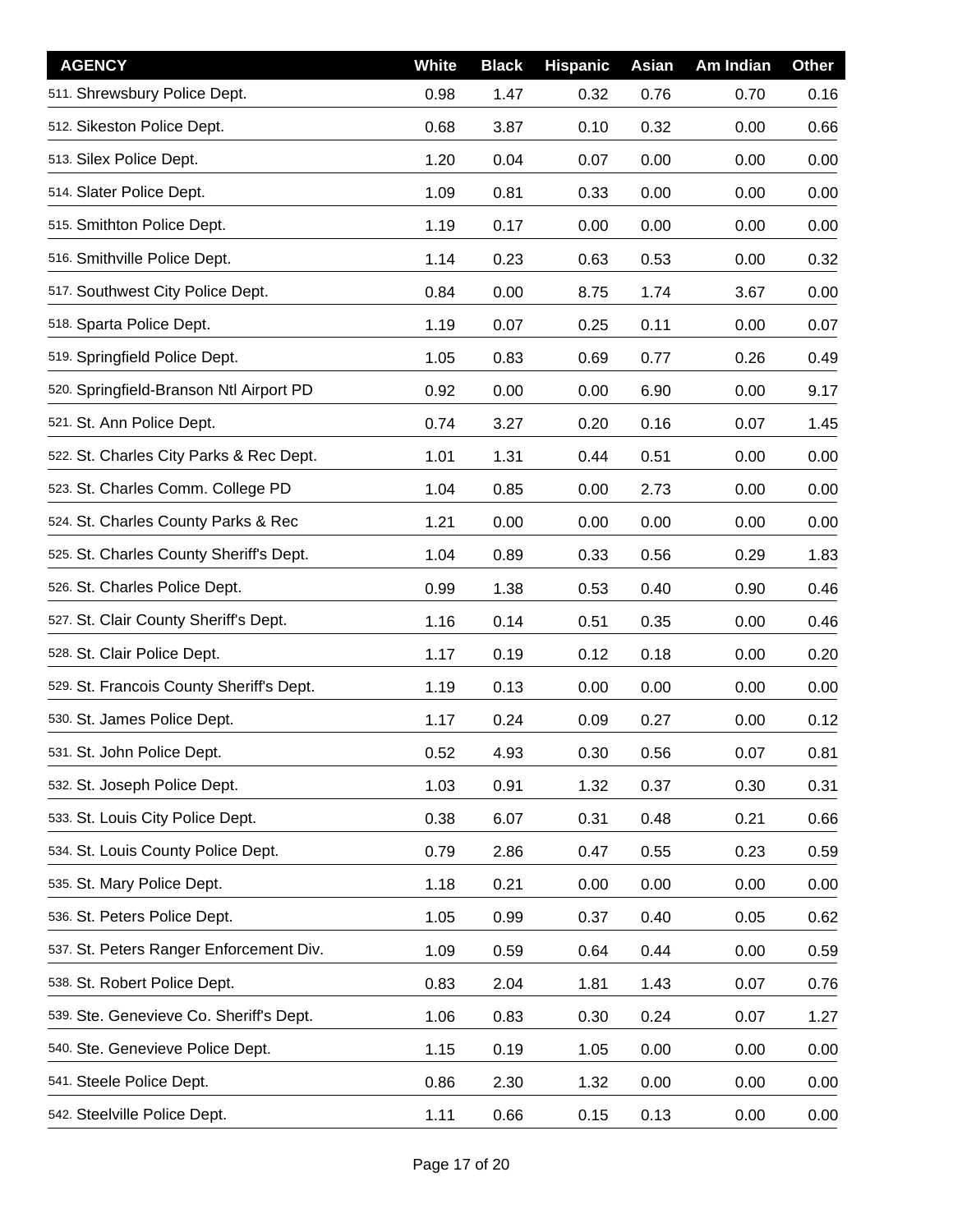| AGENCY | White | Black | Hispanic | Asian | Am Indian | Other |
|---|---|---|---|---|---|---|
| 511. Shrewsbury Police Dept. | 0.98 | 1.47 | 0.32 | 0.76 | 0.70 | 0.16 |
| 512. Sikeston Police Dept. | 0.68 | 3.87 | 0.10 | 0.32 | 0.00 | 0.66 |
| 513. Silex Police Dept. | 1.20 | 0.04 | 0.07 | 0.00 | 0.00 | 0.00 |
| 514. Slater Police Dept. | 1.09 | 0.81 | 0.33 | 0.00 | 0.00 | 0.00 |
| 515. Smithton Police Dept. | 1.19 | 0.17 | 0.00 | 0.00 | 0.00 | 0.00 |
| 516. Smithville Police Dept. | 1.14 | 0.23 | 0.63 | 0.53 | 0.00 | 0.32 |
| 517. Southwest City Police Dept. | 0.84 | 0.00 | 8.75 | 1.74 | 3.67 | 0.00 |
| 518. Sparta Police Dept. | 1.19 | 0.07 | 0.25 | 0.11 | 0.00 | 0.07 |
| 519. Springfield Police Dept. | 1.05 | 0.83 | 0.69 | 0.77 | 0.26 | 0.49 |
| 520. Springfield-Branson Ntl Airport PD | 0.92 | 0.00 | 0.00 | 6.90 | 0.00 | 9.17 |
| 521. St. Ann Police Dept. | 0.74 | 3.27 | 0.20 | 0.16 | 0.07 | 1.45 |
| 522. St. Charles City Parks & Rec Dept. | 1.01 | 1.31 | 0.44 | 0.51 | 0.00 | 0.00 |
| 523. St. Charles Comm. College PD | 1.04 | 0.85 | 0.00 | 2.73 | 0.00 | 0.00 |
| 524. St. Charles County Parks & Rec | 1.21 | 0.00 | 0.00 | 0.00 | 0.00 | 0.00 |
| 525. St. Charles County Sheriff's Dept. | 1.04 | 0.89 | 0.33 | 0.56 | 0.29 | 1.83 |
| 526. St. Charles Police Dept. | 0.99 | 1.38 | 0.53 | 0.40 | 0.90 | 0.46 |
| 527. St. Clair County Sheriff's Dept. | 1.16 | 0.14 | 0.51 | 0.35 | 0.00 | 0.46 |
| 528. St. Clair Police Dept. | 1.17 | 0.19 | 0.12 | 0.18 | 0.00 | 0.20 |
| 529. St. Francois County Sheriff's Dept. | 1.19 | 0.13 | 0.00 | 0.00 | 0.00 | 0.00 |
| 530. St. James Police Dept. | 1.17 | 0.24 | 0.09 | 0.27 | 0.00 | 0.12 |
| 531. St. John Police Dept. | 0.52 | 4.93 | 0.30 | 0.56 | 0.07 | 0.81 |
| 532. St. Joseph Police Dept. | 1.03 | 0.91 | 1.32 | 0.37 | 0.30 | 0.31 |
| 533. St. Louis City Police Dept. | 0.38 | 6.07 | 0.31 | 0.48 | 0.21 | 0.66 |
| 534. St. Louis County Police Dept. | 0.79 | 2.86 | 0.47 | 0.55 | 0.23 | 0.59 |
| 535. St. Mary Police Dept. | 1.18 | 0.21 | 0.00 | 0.00 | 0.00 | 0.00 |
| 536. St. Peters Police Dept. | 1.05 | 0.99 | 0.37 | 0.40 | 0.05 | 0.62 |
| 537. St. Peters Ranger Enforcement Div. | 1.09 | 0.59 | 0.64 | 0.44 | 0.00 | 0.59 |
| 538. St. Robert Police Dept. | 0.83 | 2.04 | 1.81 | 1.43 | 0.07 | 0.76 |
| 539. Ste. Genevieve Co. Sheriff's Dept. | 1.06 | 0.83 | 0.30 | 0.24 | 0.07 | 1.27 |
| 540. Ste. Genevieve Police Dept. | 1.15 | 0.19 | 1.05 | 0.00 | 0.00 | 0.00 |
| 541. Steele Police Dept. | 0.86 | 2.30 | 1.32 | 0.00 | 0.00 | 0.00 |
| 542. Steelville Police Dept. | 1.11 | 0.66 | 0.15 | 0.13 | 0.00 | 0.00 |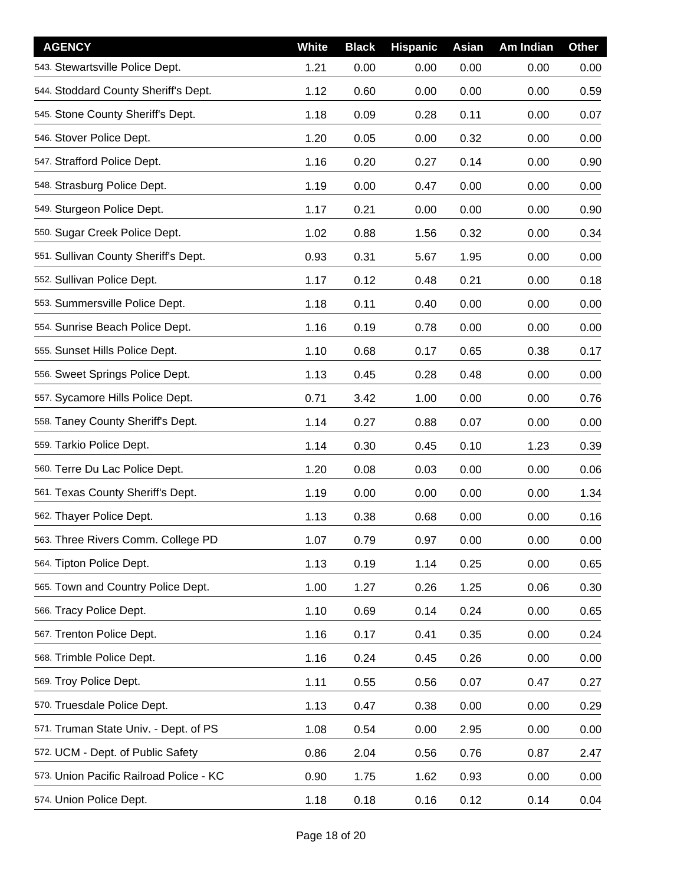| AGENCY | White | Black | Hispanic | Asian | Am Indian | Other |
|---|---|---|---|---|---|---|
| 543. Stewartsville Police Dept. | 1.21 | 0.00 | 0.00 | 0.00 | 0.00 | 0.00 |
| 544. Stoddard County Sheriff's Dept. | 1.12 | 0.60 | 0.00 | 0.00 | 0.00 | 0.59 |
| 545. Stone County Sheriff's Dept. | 1.18 | 0.09 | 0.28 | 0.11 | 0.00 | 0.07 |
| 546. Stover Police Dept. | 1.20 | 0.05 | 0.00 | 0.32 | 0.00 | 0.00 |
| 547. Strafford Police Dept. | 1.16 | 0.20 | 0.27 | 0.14 | 0.00 | 0.90 |
| 548. Strasburg Police Dept. | 1.19 | 0.00 | 0.47 | 0.00 | 0.00 | 0.00 |
| 549. Sturgeon Police Dept. | 1.17 | 0.21 | 0.00 | 0.00 | 0.00 | 0.90 |
| 550. Sugar Creek Police Dept. | 1.02 | 0.88 | 1.56 | 0.32 | 0.00 | 0.34 |
| 551. Sullivan County Sheriff's Dept. | 0.93 | 0.31 | 5.67 | 1.95 | 0.00 | 0.00 |
| 552. Sullivan Police Dept. | 1.17 | 0.12 | 0.48 | 0.21 | 0.00 | 0.18 |
| 553. Summersville Police Dept. | 1.18 | 0.11 | 0.40 | 0.00 | 0.00 | 0.00 |
| 554. Sunrise Beach Police Dept. | 1.16 | 0.19 | 0.78 | 0.00 | 0.00 | 0.00 |
| 555. Sunset Hills Police Dept. | 1.10 | 0.68 | 0.17 | 0.65 | 0.38 | 0.17 |
| 556. Sweet Springs Police Dept. | 1.13 | 0.45 | 0.28 | 0.48 | 0.00 | 0.00 |
| 557. Sycamore Hills Police Dept. | 0.71 | 3.42 | 1.00 | 0.00 | 0.00 | 0.76 |
| 558. Taney County Sheriff's Dept. | 1.14 | 0.27 | 0.88 | 0.07 | 0.00 | 0.00 |
| 559. Tarkio Police Dept. | 1.14 | 0.30 | 0.45 | 0.10 | 1.23 | 0.39 |
| 560. Terre Du Lac Police Dept. | 1.20 | 0.08 | 0.03 | 0.00 | 0.00 | 0.06 |
| 561. Texas County Sheriff's Dept. | 1.19 | 0.00 | 0.00 | 0.00 | 0.00 | 1.34 |
| 562. Thayer Police Dept. | 1.13 | 0.38 | 0.68 | 0.00 | 0.00 | 0.16 |
| 563. Three Rivers Comm. College PD | 1.07 | 0.79 | 0.97 | 0.00 | 0.00 | 0.00 |
| 564. Tipton Police Dept. | 1.13 | 0.19 | 1.14 | 0.25 | 0.00 | 0.65 |
| 565. Town and Country Police Dept. | 1.00 | 1.27 | 0.26 | 1.25 | 0.06 | 0.30 |
| 566. Tracy Police Dept. | 1.10 | 0.69 | 0.14 | 0.24 | 0.00 | 0.65 |
| 567. Trenton Police Dept. | 1.16 | 0.17 | 0.41 | 0.35 | 0.00 | 0.24 |
| 568. Trimble Police Dept. | 1.16 | 0.24 | 0.45 | 0.26 | 0.00 | 0.00 |
| 569. Troy Police Dept. | 1.11 | 0.55 | 0.56 | 0.07 | 0.47 | 0.27 |
| 570. Truesdale Police Dept. | 1.13 | 0.47 | 0.38 | 0.00 | 0.00 | 0.29 |
| 571. Truman State Univ. - Dept. of PS | 1.08 | 0.54 | 0.00 | 2.95 | 0.00 | 0.00 |
| 572. UCM - Dept. of Public Safety | 0.86 | 2.04 | 0.56 | 0.76 | 0.87 | 2.47 |
| 573. Union Pacific Railroad Police - KC | 0.90 | 1.75 | 1.62 | 0.93 | 0.00 | 0.00 |
| 574. Union Police Dept. | 1.18 | 0.18 | 0.16 | 0.12 | 0.14 | 0.04 |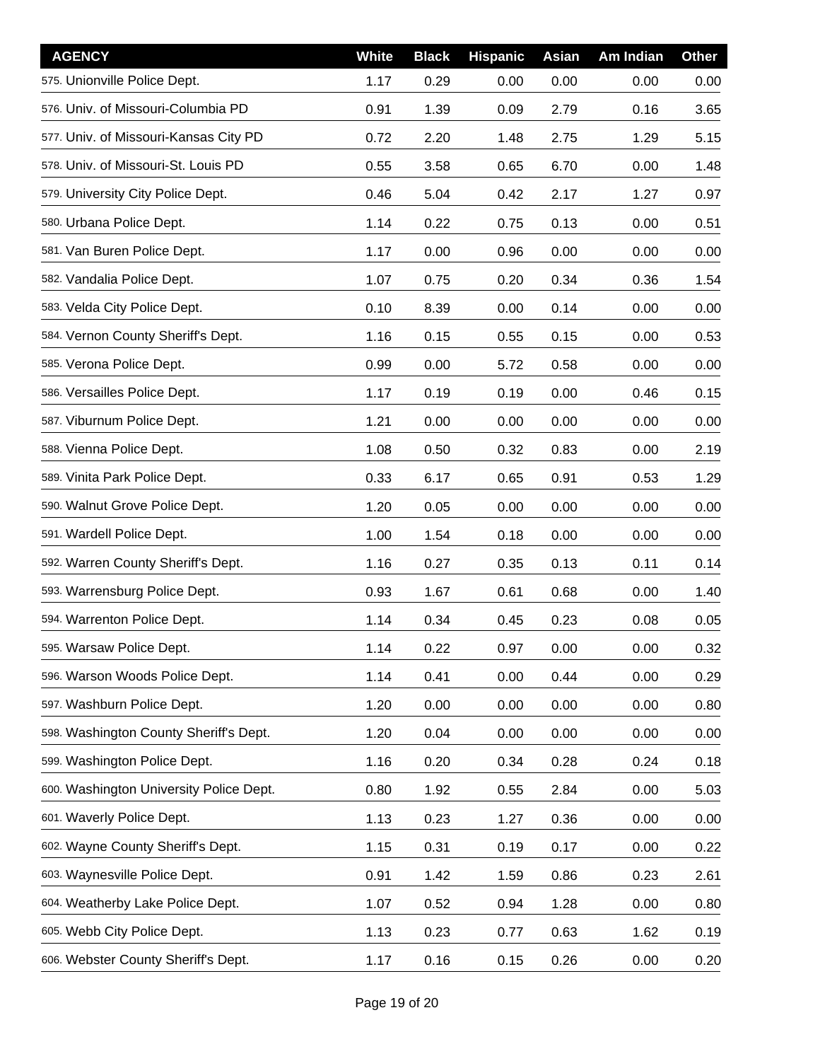| AGENCY | White | Black | Hispanic | Asian | Am Indian | Other |
|---|---|---|---|---|---|---|
| 575. Unionville Police Dept. | 1.17 | 0.29 | 0.00 | 0.00 | 0.00 | 0.00 |
| 576. Univ. of Missouri-Columbia PD | 0.91 | 1.39 | 0.09 | 2.79 | 0.16 | 3.65 |
| 577. Univ. of Missouri-Kansas City PD | 0.72 | 2.20 | 1.48 | 2.75 | 1.29 | 5.15 |
| 578. Univ. of Missouri-St. Louis PD | 0.55 | 3.58 | 0.65 | 6.70 | 0.00 | 1.48 |
| 579. University City Police Dept. | 0.46 | 5.04 | 0.42 | 2.17 | 1.27 | 0.97 |
| 580. Urbana Police Dept. | 1.14 | 0.22 | 0.75 | 0.13 | 0.00 | 0.51 |
| 581. Van Buren Police Dept. | 1.17 | 0.00 | 0.96 | 0.00 | 0.00 | 0.00 |
| 582. Vandalia Police Dept. | 1.07 | 0.75 | 0.20 | 0.34 | 0.36 | 1.54 |
| 583. Velda City Police Dept. | 0.10 | 8.39 | 0.00 | 0.14 | 0.00 | 0.00 |
| 584. Vernon County Sheriff's Dept. | 1.16 | 0.15 | 0.55 | 0.15 | 0.00 | 0.53 |
| 585. Verona Police Dept. | 0.99 | 0.00 | 5.72 | 0.58 | 0.00 | 0.00 |
| 586. Versailles Police Dept. | 1.17 | 0.19 | 0.19 | 0.00 | 0.46 | 0.15 |
| 587. Viburnum Police Dept. | 1.21 | 0.00 | 0.00 | 0.00 | 0.00 | 0.00 |
| 588. Vienna Police Dept. | 1.08 | 0.50 | 0.32 | 0.83 | 0.00 | 2.19 |
| 589. Vinita Park Police Dept. | 0.33 | 6.17 | 0.65 | 0.91 | 0.53 | 1.29 |
| 590. Walnut Grove Police Dept. | 1.20 | 0.05 | 0.00 | 0.00 | 0.00 | 0.00 |
| 591. Wardell Police Dept. | 1.00 | 1.54 | 0.18 | 0.00 | 0.00 | 0.00 |
| 592. Warren County Sheriff's Dept. | 1.16 | 0.27 | 0.35 | 0.13 | 0.11 | 0.14 |
| 593. Warrensburg Police Dept. | 0.93 | 1.67 | 0.61 | 0.68 | 0.00 | 1.40 |
| 594. Warrenton Police Dept. | 1.14 | 0.34 | 0.45 | 0.23 | 0.08 | 0.05 |
| 595. Warsaw Police Dept. | 1.14 | 0.22 | 0.97 | 0.00 | 0.00 | 0.32 |
| 596. Warson Woods Police Dept. | 1.14 | 0.41 | 0.00 | 0.44 | 0.00 | 0.29 |
| 597. Washburn Police Dept. | 1.20 | 0.00 | 0.00 | 0.00 | 0.00 | 0.80 |
| 598. Washington County Sheriff's Dept. | 1.20 | 0.04 | 0.00 | 0.00 | 0.00 | 0.00 |
| 599. Washington Police Dept. | 1.16 | 0.20 | 0.34 | 0.28 | 0.24 | 0.18 |
| 600. Washington University Police Dept. | 0.80 | 1.92 | 0.55 | 2.84 | 0.00 | 5.03 |
| 601. Waverly Police Dept. | 1.13 | 0.23 | 1.27 | 0.36 | 0.00 | 0.00 |
| 602. Wayne County Sheriff's Dept. | 1.15 | 0.31 | 0.19 | 0.17 | 0.00 | 0.22 |
| 603. Waynesville Police Dept. | 0.91 | 1.42 | 1.59 | 0.86 | 0.23 | 2.61 |
| 604. Weatherby Lake Police Dept. | 1.07 | 0.52 | 0.94 | 1.28 | 0.00 | 0.80 |
| 605. Webb City Police Dept. | 1.13 | 0.23 | 0.77 | 0.63 | 1.62 | 0.19 |
| 606. Webster County Sheriff's Dept. | 1.17 | 0.16 | 0.15 | 0.26 | 0.00 | 0.20 |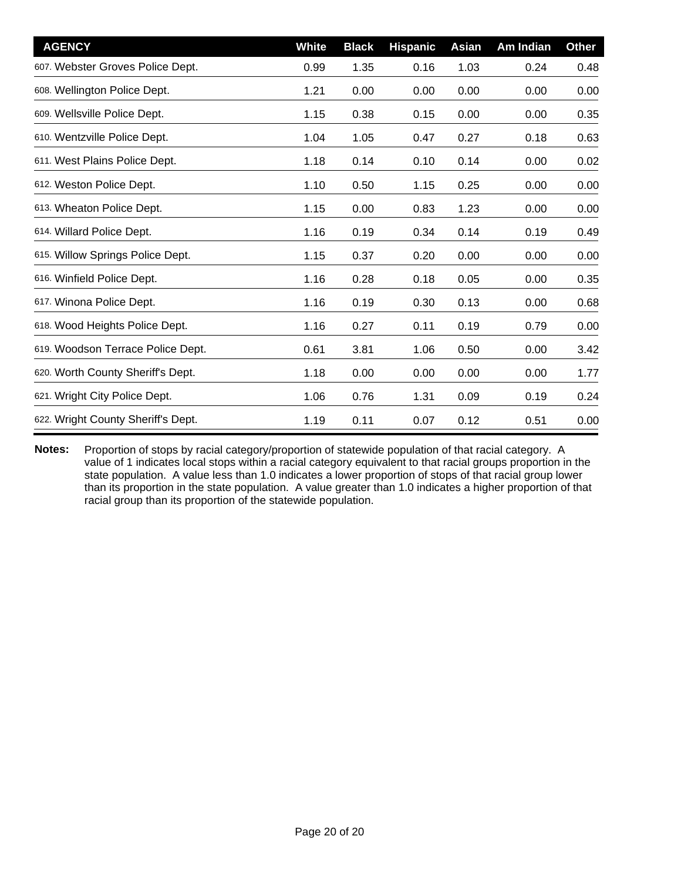| AGENCY | White | Black | Hispanic | Asian | Am Indian | Other |
|---|---|---|---|---|---|---|
| 607. Webster Groves Police Dept. | 0.99 | 1.35 | 0.16 | 1.03 | 0.24 | 0.48 |
| 608. Wellington Police Dept. | 1.21 | 0.00 | 0.00 | 0.00 | 0.00 | 0.00 |
| 609. Wellsville Police Dept. | 1.15 | 0.38 | 0.15 | 0.00 | 0.00 | 0.35 |
| 610. Wentzville Police Dept. | 1.04 | 1.05 | 0.47 | 0.27 | 0.18 | 0.63 |
| 611. West Plains Police Dept. | 1.18 | 0.14 | 0.10 | 0.14 | 0.00 | 0.02 |
| 612. Weston Police Dept. | 1.10 | 0.50 | 1.15 | 0.25 | 0.00 | 0.00 |
| 613. Wheaton Police Dept. | 1.15 | 0.00 | 0.83 | 1.23 | 0.00 | 0.00 |
| 614. Willard Police Dept. | 1.16 | 0.19 | 0.34 | 0.14 | 0.19 | 0.49 |
| 615. Willow Springs Police Dept. | 1.15 | 0.37 | 0.20 | 0.00 | 0.00 | 0.00 |
| 616. Winfield Police Dept. | 1.16 | 0.28 | 0.18 | 0.05 | 0.00 | 0.35 |
| 617. Winona Police Dept. | 1.16 | 0.19 | 0.30 | 0.13 | 0.00 | 0.68 |
| 618. Wood Heights Police Dept. | 1.16 | 0.27 | 0.11 | 0.19 | 0.79 | 0.00 |
| 619. Woodson Terrace Police Dept. | 0.61 | 3.81 | 1.06 | 0.50 | 0.00 | 3.42 |
| 620. Worth County Sheriff's Dept. | 1.18 | 0.00 | 0.00 | 0.00 | 0.00 | 1.77 |
| 621. Wright City Police Dept. | 1.06 | 0.76 | 1.31 | 0.09 | 0.19 | 0.24 |
| 622. Wright County Sheriff's Dept. | 1.19 | 0.11 | 0.07 | 0.12 | 0.51 | 0.00 |

**Notes:** Proportion of stops by racial category/proportion of statewide population of that racial category. A value of 1 indicates local stops within a racial category equivalent to that racial groups proportion in the state population. A value less than 1.0 indicates a lower proportion of stops of that racial group lower than its proportion in the state population. A value greater than 1.0 indicates a higher proportion of that racial group than its proportion of the statewide population.